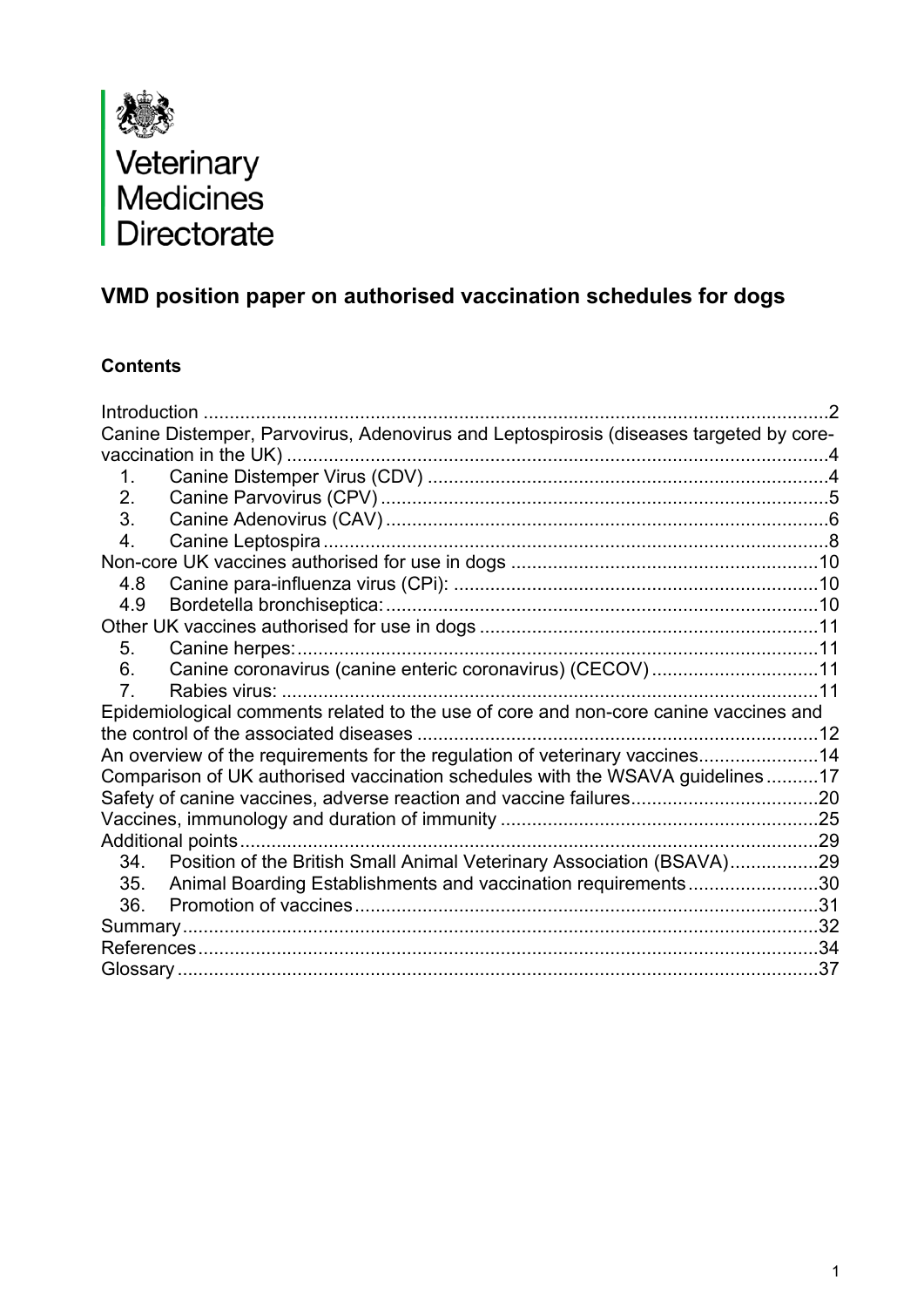Veterinary Medicines Directorate

# VMD position paper on authorised vaccination schedules for dogs

## Contents

Introduction ....................................................................................................................2

Canine Distemper, Parvovirus, Adenovirus and Leptospirosis (diseases targeted by core-vaccination in the UK) ..........................................................................................4

1. Canine Distemper Virus (CDV) ............................................................................4
2. Canine Parvovirus (CPV) .....................................................................................5
3. Canine Adenovirus (CAV) ....................................................................................6
4. Canine Leptospira ................................................................................................8

Non-core UK vaccines authorised for use in dogs ........................................................10

4.8 Canine para-influenza virus (CPi): ......................................................................10

4.9 Bordetella bronchiseptica: ...................................................................................10

Other UK vaccines authorised for use in dogs ...............................................................11

5. Canine herpes: .....................................................................................................11
6. Canine coronavirus (canine enteric coronavirus) (CECOV) ................................11
7. Rabies virus: ........................................................................................................11

Epidemiological comments related to the use of core and non-core canine vaccines and the control of the associated diseases ............................................................................12

An overview of the requirements for the regulation of veterinary vaccines......................14

Comparison of UK authorised vaccination schedules with the WSAVA guidelines ..........17

Safety of canine vaccines, adverse reaction and vaccine failures....................................20

Vaccines, immunology and duration of immunity ............................................................25

Additional points ..............................................................................................................29

34. Position of the British Small Animal Veterinary Association (BSAVA).................29

35. Animal Boarding Establishments and vaccination requirements.........................30

36. Promotion of vaccines .........................................................................................31

Summary .........................................................................................................................32

References .......................................................................................................................34

Glossary ...........................................................................................................................37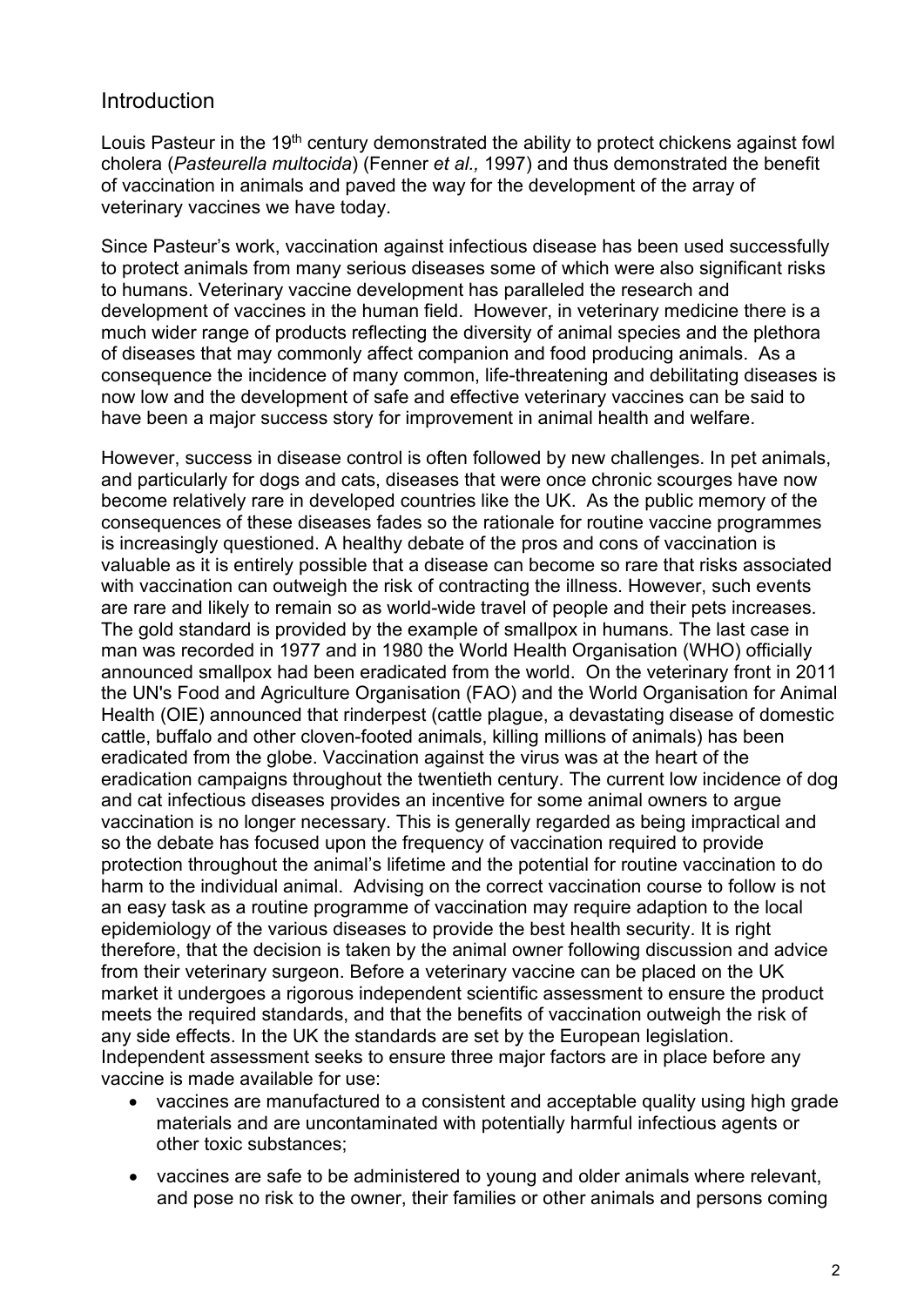## Introduction

Louis Pasteur in the 19th century demonstrated the ability to protect chickens against fowl cholera (*Pasteurella multocida*) (Fenner *et al.,* 1997) and thus demonstrated the benefit of vaccination in animals and paved the way for the development of the array of veterinary vaccines we have today.

Since Pasteur's work, vaccination against infectious disease has been used successfully to protect animals from many serious diseases some of which were also significant risks to humans. Veterinary vaccine development has paralleled the research and development of vaccines in the human field. However, in veterinary medicine there is a much wider range of products reflecting the diversity of animal species and the plethora of diseases that may commonly affect companion and food producing animals. As a consequence the incidence of many common, life-threatening and debilitating diseases is now low and the development of safe and effective veterinary vaccines can be said to have been a major success story for improvement in animal health and welfare.

However, success in disease control is often followed by new challenges. In pet animals, and particularly for dogs and cats, diseases that were once chronic scourges have now become relatively rare in developed countries like the UK. As the public memory of the consequences of these diseases fades so the rationale for routine vaccine programmes is increasingly questioned. A healthy debate of the pros and cons of vaccination is valuable as it is entirely possible that a disease can become so rare that risks associated with vaccination can outweigh the risk of contracting the illness. However, such events are rare and likely to remain so as world-wide travel of people and their pets increases. The gold standard is provided by the example of smallpox in humans. The last case in man was recorded in 1977 and in 1980 the World Health Organisation (WHO) officially announced smallpox had been eradicated from the world. On the veterinary front in 2011 the UN's Food and Agriculture Organisation (FAO) and the World Organisation for Animal Health (OIE) announced that rinderpest (cattle plague, a devastating disease of domestic cattle, buffalo and other cloven-footed animals, killing millions of animals) has been eradicated from the globe. Vaccination against the virus was at the heart of the eradication campaigns throughout the twentieth century. The current low incidence of dog and cat infectious diseases provides an incentive for some animal owners to argue vaccination is no longer necessary. This is generally regarded as being impractical and so the debate has focused upon the frequency of vaccination required to provide protection throughout the animal's lifetime and the potential for routine vaccination to do harm to the individual animal. Advising on the correct vaccination course to follow is not an easy task as a routine programme of vaccination may require adaption to the local epidemiology of the various diseases to provide the best health security. It is right therefore, that the decision is taken by the animal owner following discussion and advice from their veterinary surgeon. Before a veterinary vaccine can be placed on the UK market it undergoes a rigorous independent scientific assessment to ensure the product meets the required standards, and that the benefits of vaccination outweigh the risk of any side effects. In the UK the standards are set by the European legislation. Independent assessment seeks to ensure three major factors are in place before any vaccine is made available for use:

- vaccines are manufactured to a consistent and acceptable quality using high grade materials and are uncontaminated with potentially harmful infectious agents or other toxic substances;
- vaccines are safe to be administered to young and older animals where relevant, and pose no risk to the owner, their families or other animals and persons coming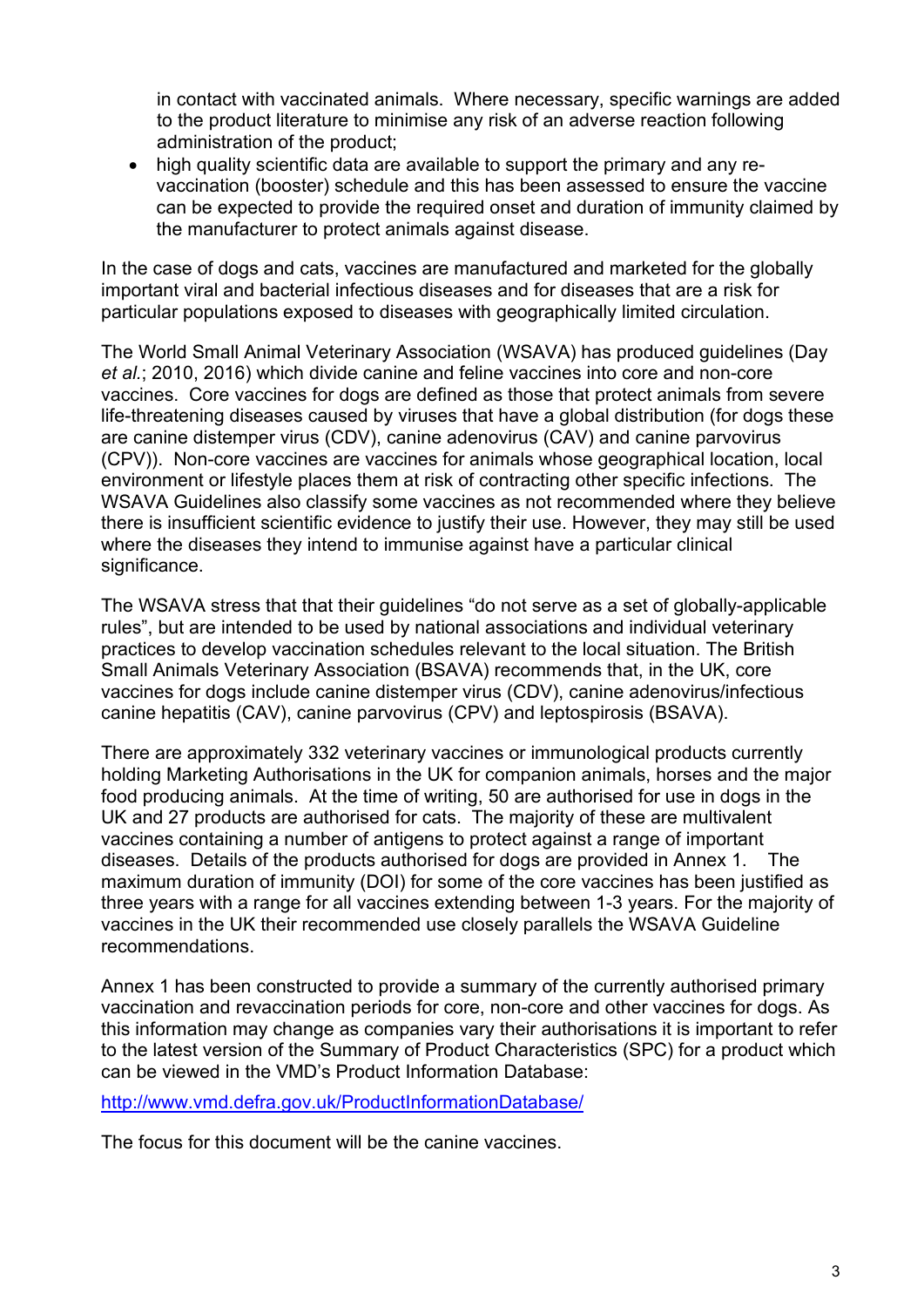in contact with vaccinated animals. Where necessary, specific warnings are added to the product literature to minimise any risk of an adverse reaction following administration of the product;

- high quality scientific data are available to support the primary and any re-vaccination (booster) schedule and this has been assessed to ensure the vaccine can be expected to provide the required onset and duration of immunity claimed by the manufacturer to protect animals against disease.

In the case of dogs and cats, vaccines are manufactured and marketed for the globally important viral and bacterial infectious diseases and for diseases that are a risk for particular populations exposed to diseases with geographically limited circulation.

The World Small Animal Veterinary Association (WSAVA) has produced guidelines (Day *et al.*; 2010, 2016) which divide canine and feline vaccines into core and non-core vaccines. Core vaccines for dogs are defined as those that protect animals from severe life-threatening diseases caused by viruses that have a global distribution (for dogs these are canine distemper virus (CDV), canine adenovirus (CAV) and canine parvovirus (CPV)). Non-core vaccines are vaccines for animals whose geographical location, local environment or lifestyle places them at risk of contracting other specific infections. The WSAVA Guidelines also classify some vaccines as not recommended where they believe there is insufficient scientific evidence to justify their use. However, they may still be used where the diseases they intend to immunise against have a particular clinical significance.

The WSAVA stress that that their guidelines "do not serve as a set of globally-applicable rules", but are intended to be used by national associations and individual veterinary practices to develop vaccination schedules relevant to the local situation. The British Small Animals Veterinary Association (BSAVA) recommends that, in the UK, core vaccines for dogs include canine distemper virus (CDV), canine adenovirus/infectious canine hepatitis (CAV), canine parvovirus (CPV) and leptospirosis (BSAVA).

There are approximately 332 veterinary vaccines or immunological products currently holding Marketing Authorisations in the UK for companion animals, horses and the major food producing animals. At the time of writing, 50 are authorised for use in dogs in the UK and 27 products are authorised for cats. The majority of these are multivalent vaccines containing a number of antigens to protect against a range of important diseases. Details of the products authorised for dogs are provided in Annex 1. The maximum duration of immunity (DOI) for some of the core vaccines has been justified as three years with a range for all vaccines extending between 1-3 years. For the majority of vaccines in the UK their recommended use closely parallels the WSAVA Guideline recommendations.

Annex 1 has been constructed to provide a summary of the currently authorised primary vaccination and revaccination periods for core, non-core and other vaccines for dogs. As this information may change as companies vary their authorisations it is important to refer to the latest version of the Summary of Product Characteristics (SPC) for a product which can be viewed in the VMD's Product Information Database:

http://www.vmd.defra.gov.uk/ProductInformationDatabase/

The focus for this document will be the canine vaccines.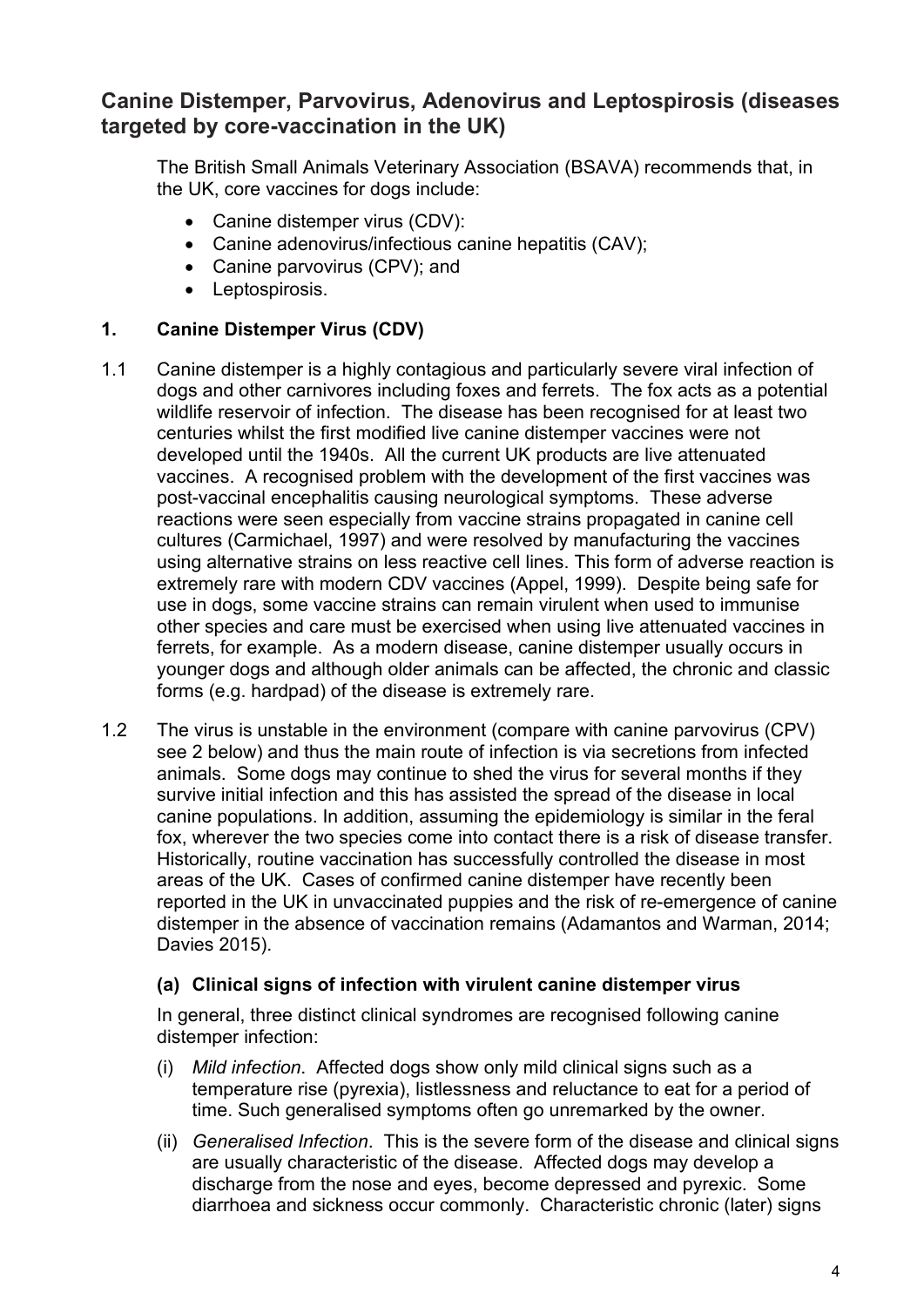## Canine Distemper, Parvovirus, Adenovirus and Leptospirosis (diseases targeted by core-vaccination in the UK)

The British Small Animals Veterinary Association (BSAVA) recommends that, in the UK, core vaccines for dogs include:

- Canine distemper virus (CDV):
- Canine adenovirus/infectious canine hepatitis (CAV);
- Canine parvovirus (CPV); and
- Leptospirosis.

### 1. Canine Distemper Virus (CDV)

1.1 Canine distemper is a highly contagious and particularly severe viral infection of dogs and other carnivores including foxes and ferrets. The fox acts as a potential wildlife reservoir of infection. The disease has been recognised for at least two centuries whilst the first modified live canine distemper vaccines were not developed until the 1940s. All the current UK products are live attenuated vaccines. A recognised problem with the development of the first vaccines was post-vaccinal encephalitis causing neurological symptoms. These adverse reactions were seen especially from vaccine strains propagated in canine cell cultures (Carmichael, 1997) and were resolved by manufacturing the vaccines using alternative strains on less reactive cell lines. This form of adverse reaction is extremely rare with modern CDV vaccines (Appel, 1999). Despite being safe for use in dogs, some vaccine strains can remain virulent when used to immunise other species and care must be exercised when using live attenuated vaccines in ferrets, for example. As a modern disease, canine distemper usually occurs in younger dogs and although older animals can be affected, the chronic and classic forms (e.g. hardpad) of the disease is extremely rare.

1.2 The virus is unstable in the environment (compare with canine parvovirus (CPV) see 2 below) and thus the main route of infection is via secretions from infected animals. Some dogs may continue to shed the virus for several months if they survive initial infection and this has assisted the spread of the disease in local canine populations. In addition, assuming the epidemiology is similar in the feral fox, wherever the two species come into contact there is a risk of disease transfer. Historically, routine vaccination has successfully controlled the disease in most areas of the UK. Cases of confirmed canine distemper have recently been reported in the UK in unvaccinated puppies and the risk of re-emergence of canine distemper in the absence of vaccination remains (Adamantos and Warman, 2014; Davies 2015).

#### (a) Clinical signs of infection with virulent canine distemper virus

In general, three distinct clinical syndromes are recognised following canine distemper infection:

(i) *Mild infection*. Affected dogs show only mild clinical signs such as a temperature rise (pyrexia), listlessness and reluctance to eat for a period of time. Such generalised symptoms often go unremarked by the owner.

(ii) *Generalised Infection*. This is the severe form of the disease and clinical signs are usually characteristic of the disease. Affected dogs may develop a discharge from the nose and eyes, become depressed and pyrexic. Some diarrhoea and sickness occur commonly. Characteristic chronic (later) signs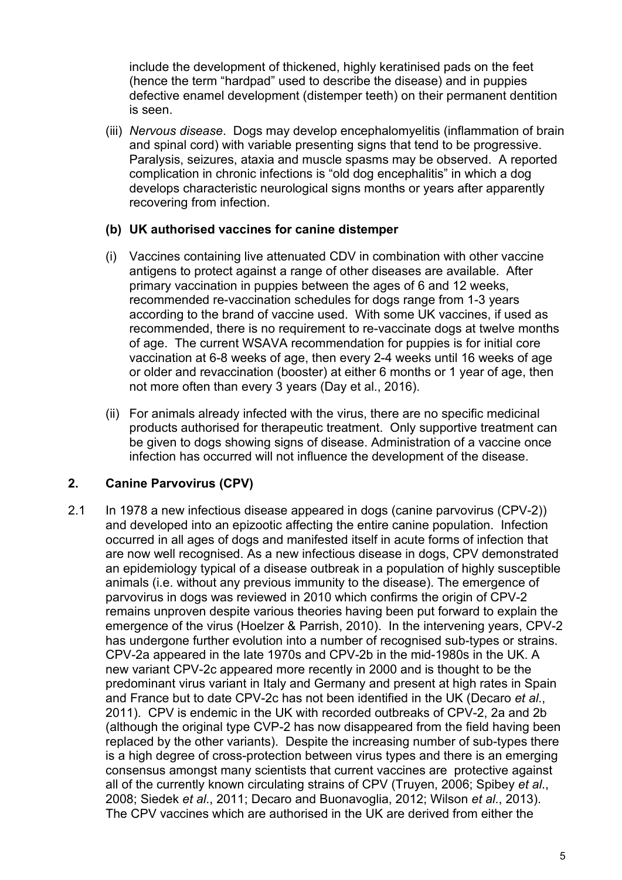include the development of thickened, highly keratinised pads on the feet (hence the term "hardpad" used to describe the disease) and in puppies defective enamel development (distemper teeth) on their permanent dentition is seen.

(iii) *Nervous disease*. Dogs may develop encephalomyelitis (inflammation of brain and spinal cord) with variable presenting signs that tend to be progressive. Paralysis, seizures, ataxia and muscle spasms may be observed. A reported complication in chronic infections is "old dog encephalitis" in which a dog develops characteristic neurological signs months or years after apparently recovering from infection.

### (b) UK authorised vaccines for canine distemper

(i) Vaccines containing live attenuated CDV in combination with other vaccine antigens to protect against a range of other diseases are available. After primary vaccination in puppies between the ages of 6 and 12 weeks, recommended re-vaccination schedules for dogs range from 1-3 years according to the brand of vaccine used. With some UK vaccines, if used as recommended, there is no requirement to re-vaccinate dogs at twelve months of age. The current WSAVA recommendation for puppies is for initial core vaccination at 6-8 weeks of age, then every 2-4 weeks until 16 weeks of age or older and revaccination (booster) at either 6 months or 1 year of age, then not more often than every 3 years (Day et al., 2016).

(ii) For animals already infected with the virus, there are no specific medicinal products authorised for therapeutic treatment. Only supportive treatment can be given to dogs showing signs of disease. Administration of a vaccine once infection has occurred will not influence the development of the disease.

## 2. Canine Parvovirus (CPV)

2.1 In 1978 a new infectious disease appeared in dogs (canine parvovirus (CPV-2)) and developed into an epizootic affecting the entire canine population. Infection occurred in all ages of dogs and manifested itself in acute forms of infection that are now well recognised. As a new infectious disease in dogs, CPV demonstrated an epidemiology typical of a disease outbreak in a population of highly susceptible animals (i.e. without any previous immunity to the disease). The emergence of parvovirus in dogs was reviewed in 2010 which confirms the origin of CPV-2 remains unproven despite various theories having been put forward to explain the emergence of the virus (Hoelzer & Parrish, 2010). In the intervening years, CPV-2 has undergone further evolution into a number of recognised sub-types or strains. CPV-2a appeared in the late 1970s and CPV-2b in the mid-1980s in the UK. A new variant CPV-2c appeared more recently in 2000 and is thought to be the predominant virus variant in Italy and Germany and present at high rates in Spain and France but to date CPV-2c has not been identified in the UK (Decaro *et al*., 2011). CPV is endemic in the UK with recorded outbreaks of CPV-2, 2a and 2b (although the original type CVP-2 has now disappeared from the field having been replaced by the other variants). Despite the increasing number of sub-types there is a high degree of cross-protection between virus types and there is an emerging consensus amongst many scientists that current vaccines are protective against all of the currently known circulating strains of CPV (Truyen, 2006; Spibey *et al*., 2008; Siedek *et al*., 2011; Decaro and Buonavoglia, 2012; Wilson *et al*., 2013). The CPV vaccines which are authorised in the UK are derived from either the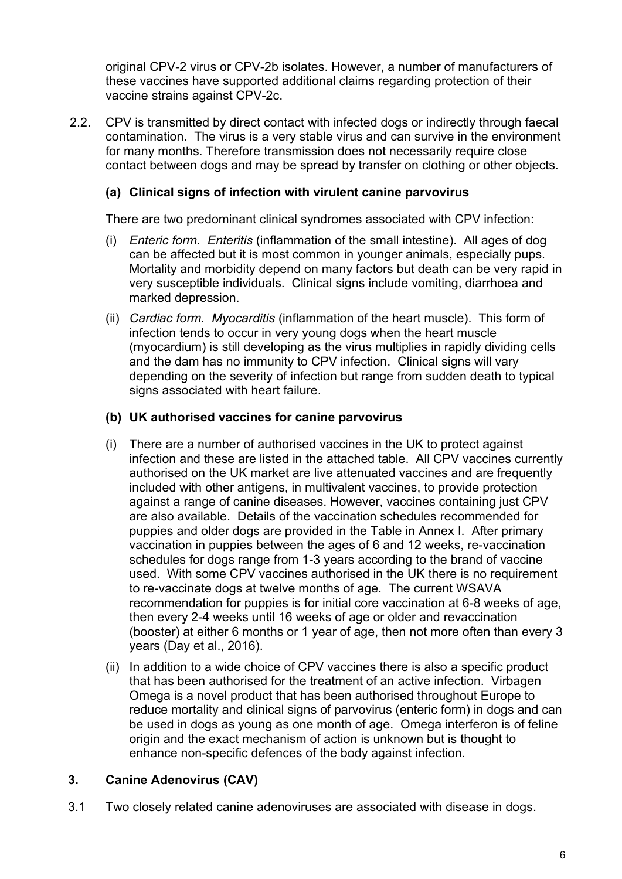original CPV-2 virus or CPV-2b isolates. However, a number of manufacturers of these vaccines have supported additional claims regarding protection of their vaccine strains against CPV-2c.

2.2. CPV is transmitted by direct contact with infected dogs or indirectly through faecal contamination. The virus is a very stable virus and can survive in the environment for many months. Therefore transmission does not necessarily require close contact between dogs and may be spread by transfer on clothing or other objects.

### (a) Clinical signs of infection with virulent canine parvovirus

There are two predominant clinical syndromes associated with CPV infection:

(i) *Enteric form*. *Enteritis* (inflammation of the small intestine). All ages of dog can be affected but it is most common in younger animals, especially pups. Mortality and morbidity depend on many factors but death can be very rapid in very susceptible individuals. Clinical signs include vomiting, diarrhoea and marked depression.

(ii) *Cardiac form. Myocarditis* (inflammation of the heart muscle). This form of infection tends to occur in very young dogs when the heart muscle (myocardium) is still developing as the virus multiplies in rapidly dividing cells and the dam has no immunity to CPV infection. Clinical signs will vary depending on the severity of infection but range from sudden death to typical signs associated with heart failure.

### (b) UK authorised vaccines for canine parvovirus

(i) There are a number of authorised vaccines in the UK to protect against infection and these are listed in the attached table. All CPV vaccines currently authorised on the UK market are live attenuated vaccines and are frequently included with other antigens, in multivalent vaccines, to provide protection against a range of canine diseases. However, vaccines containing just CPV are also available. Details of the vaccination schedules recommended for puppies and older dogs are provided in the Table in Annex I. After primary vaccination in puppies between the ages of 6 and 12 weeks, re-vaccination schedules for dogs range from 1-3 years according to the brand of vaccine used. With some CPV vaccines authorised in the UK there is no requirement to re-vaccinate dogs at twelve months of age. The current WSAVA recommendation for puppies is for initial core vaccination at 6-8 weeks of age, then every 2-4 weeks until 16 weeks of age or older and revaccination (booster) at either 6 months or 1 year of age, then not more often than every 3 years (Day et al., 2016).

(ii) In addition to a wide choice of CPV vaccines there is also a specific product that has been authorised for the treatment of an active infection. Virbagen Omega is a novel product that has been authorised throughout Europe to reduce mortality and clinical signs of parvovirus (enteric form) in dogs and can be used in dogs as young as one month of age. Omega interferon is of feline origin and the exact mechanism of action is unknown but is thought to enhance non-specific defences of the body against infection.

## 3. Canine Adenovirus (CAV)

3.1 Two closely related canine adenoviruses are associated with disease in dogs.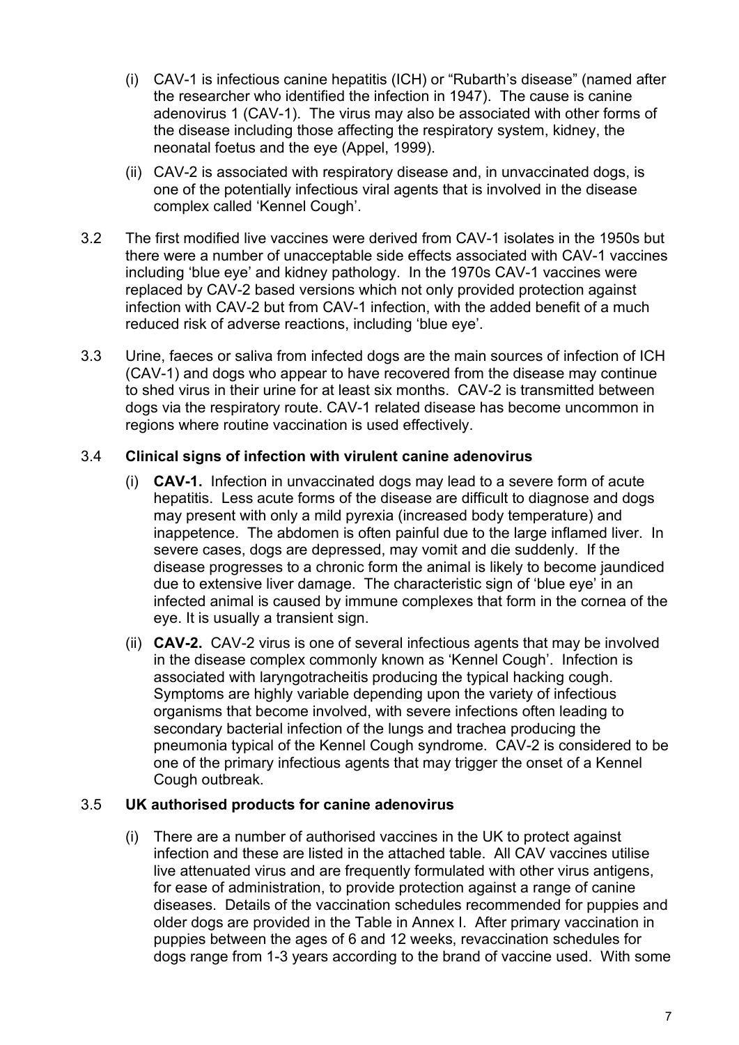(i) CAV-1 is infectious canine hepatitis (ICH) or "Rubarth's disease" (named after the researcher who identified the infection in 1947). The cause is canine adenovirus 1 (CAV-1). The virus may also be associated with other forms of the disease including those affecting the respiratory system, kidney, the neonatal foetus and the eye (Appel, 1999).

(ii) CAV-2 is associated with respiratory disease and, in unvaccinated dogs, is one of the potentially infectious viral agents that is involved in the disease complex called 'Kennel Cough'.

3.2 The first modified live vaccines were derived from CAV-1 isolates in the 1950s but there were a number of unacceptable side effects associated with CAV-1 vaccines including 'blue eye' and kidney pathology. In the 1970s CAV-1 vaccines were replaced by CAV-2 based versions which not only provided protection against infection with CAV-2 but from CAV-1 infection, with the added benefit of a much reduced risk of adverse reactions, including 'blue eye'.

3.3 Urine, faeces or saliva from infected dogs are the main sources of infection of ICH (CAV-1) and dogs who appear to have recovered from the disease may continue to shed virus in their urine for at least six months. CAV-2 is transmitted between dogs via the respiratory route. CAV-1 related disease has become uncommon in regions where routine vaccination is used effectively.

3.4 **Clinical signs of infection with virulent canine adenovirus**

(i) **CAV-1.** Infection in unvaccinated dogs may lead to a severe form of acute hepatitis. Less acute forms of the disease are difficult to diagnose and dogs may present with only a mild pyrexia (increased body temperature) and inappetence. The abdomen is often painful due to the large inflamed liver. In severe cases, dogs are depressed, may vomit and die suddenly. If the disease progresses to a chronic form the animal is likely to become jaundiced due to extensive liver damage. The characteristic sign of 'blue eye' in an infected animal is caused by immune complexes that form in the cornea of the eye. It is usually a transient sign.

(ii) **CAV-2.** CAV-2 virus is one of several infectious agents that may be involved in the disease complex commonly known as 'Kennel Cough'. Infection is associated with laryngotracheitis producing the typical hacking cough. Symptoms are highly variable depending upon the variety of infectious organisms that become involved, with severe infections often leading to secondary bacterial infection of the lungs and trachea producing the pneumonia typical of the Kennel Cough syndrome. CAV-2 is considered to be one of the primary infectious agents that may trigger the onset of a Kennel Cough outbreak.

3.5 **UK authorised products for canine adenovirus**

(i) There are a number of authorised vaccines in the UK to protect against infection and these are listed in the attached table. All CAV vaccines utilise live attenuated virus and are frequently formulated with other virus antigens, for ease of administration, to provide protection against a range of canine diseases. Details of the vaccination schedules recommended for puppies and older dogs are provided in the Table in Annex I. After primary vaccination in puppies between the ages of 6 and 12 weeks, revaccination schedules for dogs range from 1-3 years according to the brand of vaccine used. With some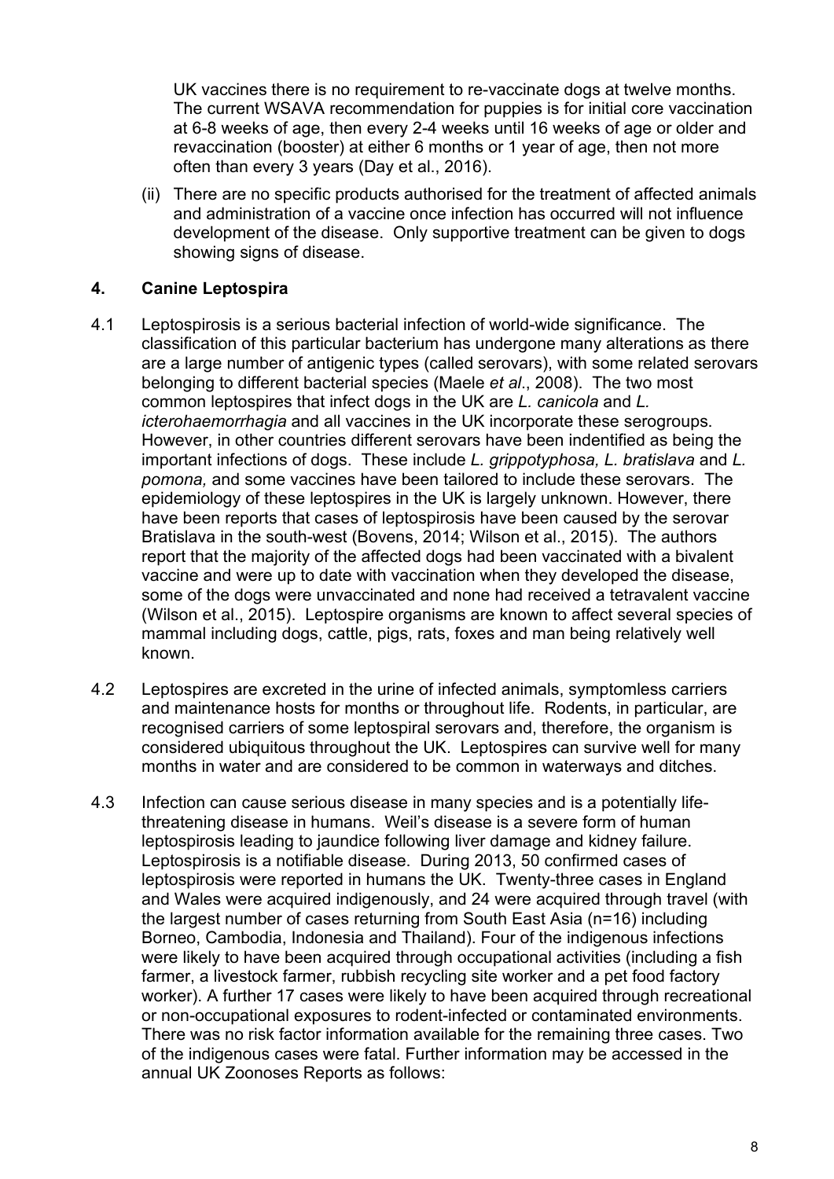UK vaccines there is no requirement to re-vaccinate dogs at twelve months. The current WSAVA recommendation for puppies is for initial core vaccination at 6-8 weeks of age, then every 2-4 weeks until 16 weeks of age or older and revaccination (booster) at either 6 months or 1 year of age, then not more often than every 3 years (Day et al., 2016).

(ii) There are no specific products authorised for the treatment of affected animals and administration of a vaccine once infection has occurred will not influence development of the disease. Only supportive treatment can be given to dogs showing signs of disease.

## 4. Canine Leptospira

4.1 Leptospirosis is a serious bacterial infection of world-wide significance. The classification of this particular bacterium has undergone many alterations as there are a large number of antigenic types (called serovars), with some related serovars belonging to different bacterial species (Maele *et al*., 2008). The two most common leptospires that infect dogs in the UK are *L. canicola* and *L. icterohaemorrhagia* and all vaccines in the UK incorporate these serogroups. However, in other countries different serovars have been indentified as being the important infections of dogs. These include *L. grippotyphosa, L. bratislava* and *L. pomona,* and some vaccines have been tailored to include these serovars. The epidemiology of these leptospires in the UK is largely unknown. However, there have been reports that cases of leptospirosis have been caused by the serovar Bratislava in the south-west (Bovens, 2014; Wilson et al., 2015). The authors report that the majority of the affected dogs had been vaccinated with a bivalent vaccine and were up to date with vaccination when they developed the disease, some of the dogs were unvaccinated and none had received a tetravalent vaccine (Wilson et al., 2015). Leptospire organisms are known to affect several species of mammal including dogs, cattle, pigs, rats, foxes and man being relatively well known.

4.2 Leptospires are excreted in the urine of infected animals, symptomless carriers and maintenance hosts for months or throughout life. Rodents, in particular, are recognised carriers of some leptospiral serovars and, therefore, the organism is considered ubiquitous throughout the UK. Leptospires can survive well for many months in water and are considered to be common in waterways and ditches.

4.3 Infection can cause serious disease in many species and is a potentially life-threatening disease in humans. Weil's disease is a severe form of human leptospirosis leading to jaundice following liver damage and kidney failure. Leptospirosis is a notifiable disease. During 2013, 50 confirmed cases of leptospirosis were reported in humans the UK. Twenty-three cases in England and Wales were acquired indigenously, and 24 were acquired through travel (with the largest number of cases returning from South East Asia (n=16) including Borneo, Cambodia, Indonesia and Thailand). Four of the indigenous infections were likely to have been acquired through occupational activities (including a fish farmer, a livestock farmer, rubbish recycling site worker and a pet food factory worker). A further 17 cases were likely to have been acquired through recreational or non-occupational exposures to rodent-infected or contaminated environments. There was no risk factor information available for the remaining three cases. Two of the indigenous cases were fatal. Further information may be accessed in the annual UK Zoonoses Reports as follows: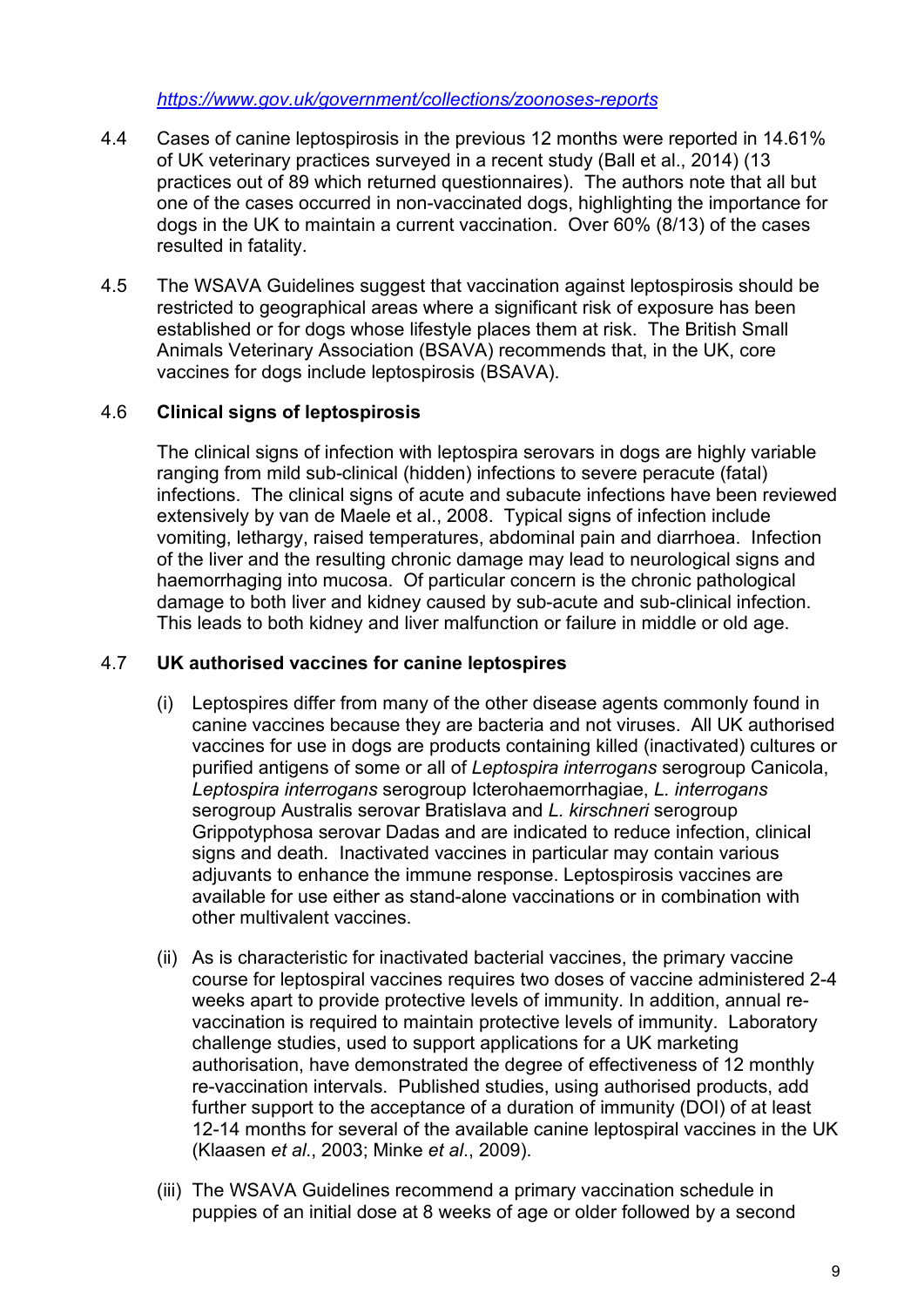https://www.gov.uk/government/collections/zoonoses-reports

4.4 Cases of canine leptospirosis in the previous 12 months were reported in 14.61% of UK veterinary practices surveyed in a recent study (Ball et al., 2014) (13 practices out of 89 which returned questionnaires). The authors note that all but one of the cases occurred in non-vaccinated dogs, highlighting the importance for dogs in the UK to maintain a current vaccination. Over 60% (8/13) of the cases resulted in fatality.

4.5 The WSAVA Guidelines suggest that vaccination against leptospirosis should be restricted to geographical areas where a significant risk of exposure has been established or for dogs whose lifestyle places them at risk. The British Small Animals Veterinary Association (BSAVA) recommends that, in the UK, core vaccines for dogs include leptospirosis (BSAVA).

### 4.6 Clinical signs of leptospirosis

The clinical signs of infection with leptospira serovars in dogs are highly variable ranging from mild sub-clinical (hidden) infections to severe peracute (fatal) infections. The clinical signs of acute and subacute infections have been reviewed extensively by van de Maele et al., 2008. Typical signs of infection include vomiting, lethargy, raised temperatures, abdominal pain and diarrhoea. Infection of the liver and the resulting chronic damage may lead to neurological signs and haemorrhaging into mucosa. Of particular concern is the chronic pathological damage to both liver and kidney caused by sub-acute and sub-clinical infection. This leads to both kidney and liver malfunction or failure in middle or old age.

### 4.7 UK authorised vaccines for canine leptospires

(i) Leptospires differ from many of the other disease agents commonly found in canine vaccines because they are bacteria and not viruses. All UK authorised vaccines for use in dogs are products containing killed (inactivated) cultures or purified antigens of some or all of *Leptospira interrogans* serogroup Canicola, *Leptospira interrogans* serogroup Icterohaemorrhagiae, *L. interrogans* serogroup Australis serovar Bratislava and *L. kirschneri* serogroup Grippotyphosa serovar Dadas and are indicated to reduce infection, clinical signs and death. Inactivated vaccines in particular may contain various adjuvants to enhance the immune response. Leptospirosis vaccines are available for use either as stand-alone vaccinations or in combination with other multivalent vaccines.

(ii) As is characteristic for inactivated bacterial vaccines, the primary vaccine course for leptospiral vaccines requires two doses of vaccine administered 2-4 weeks apart to provide protective levels of immunity. In addition, annual re-vaccination is required to maintain protective levels of immunity. Laboratory challenge studies, used to support applications for a UK marketing authorisation, have demonstrated the degree of effectiveness of 12 monthly re-vaccination intervals. Published studies, using authorised products, add further support to the acceptance of a duration of immunity (DOI) of at least 12-14 months for several of the available canine leptospiral vaccines in the UK (Klaasen *et al*., 2003; Minke *et al*., 2009).

(iii) The WSAVA Guidelines recommend a primary vaccination schedule in puppies of an initial dose at 8 weeks of age or older followed by a second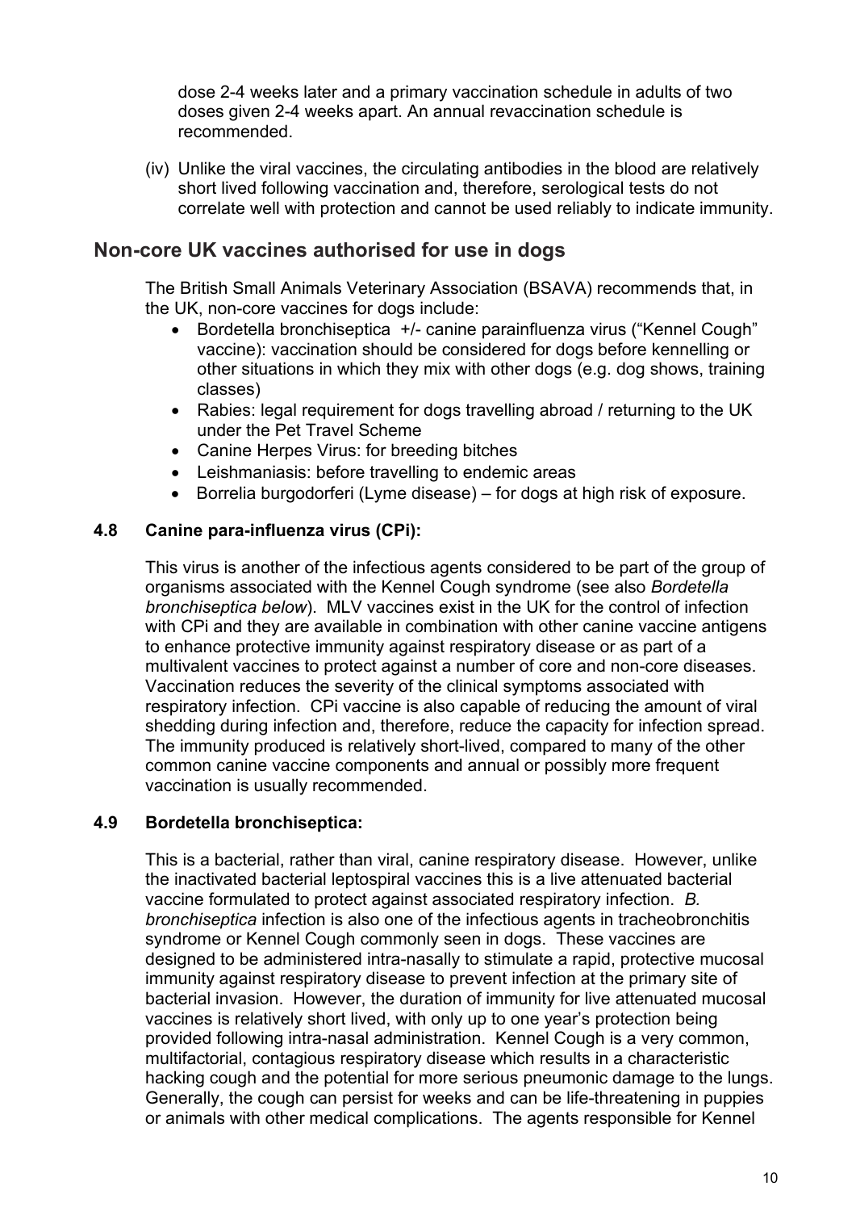dose 2-4 weeks later and a primary vaccination schedule in adults of two doses given 2-4 weeks apart. An annual revaccination schedule is recommended.

(iv) Unlike the viral vaccines, the circulating antibodies in the blood are relatively short lived following vaccination and, therefore, serological tests do not correlate well with protection and cannot be used reliably to indicate immunity.

## Non-core UK vaccines authorised for use in dogs

The British Small Animals Veterinary Association (BSAVA) recommends that, in the UK, non-core vaccines for dogs include:

- Bordetella bronchiseptica +/- canine parainfluenza virus ("Kennel Cough" vaccine): vaccination should be considered for dogs before kennelling or other situations in which they mix with other dogs (e.g. dog shows, training classes)
- Rabies: legal requirement for dogs travelling abroad / returning to the UK under the Pet Travel Scheme
- Canine Herpes Virus: for breeding bitches
- Leishmaniasis: before travelling to endemic areas
- Borrelia burgodorferi (Lyme disease) – for dogs at high risk of exposure.

### 4.8 Canine para-influenza virus (CPi):

This virus is another of the infectious agents considered to be part of the group of organisms associated with the Kennel Cough syndrome (see also *Bordetella bronchiseptica below*). MLV vaccines exist in the UK for the control of infection with CPi and they are available in combination with other canine vaccine antigens to enhance protective immunity against respiratory disease or as part of a multivalent vaccines to protect against a number of core and non-core diseases. Vaccination reduces the severity of the clinical symptoms associated with respiratory infection. CPi vaccine is also capable of reducing the amount of viral shedding during infection and, therefore, reduce the capacity for infection spread. The immunity produced is relatively short-lived, compared to many of the other common canine vaccine components and annual or possibly more frequent vaccination is usually recommended.

### 4.9 Bordetella bronchiseptica:

This is a bacterial, rather than viral, canine respiratory disease. However, unlike the inactivated bacterial leptospiral vaccines this is a live attenuated bacterial vaccine formulated to protect against associated respiratory infection. *B. bronchiseptica* infection is also one of the infectious agents in tracheobronchitis syndrome or Kennel Cough commonly seen in dogs. These vaccines are designed to be administered intra-nasally to stimulate a rapid, protective mucosal immunity against respiratory disease to prevent infection at the primary site of bacterial invasion. However, the duration of immunity for live attenuated mucosal vaccines is relatively short lived, with only up to one year's protection being provided following intra-nasal administration. Kennel Cough is a very common, multifactorial, contagious respiratory disease which results in a characteristic hacking cough and the potential for more serious pneumonic damage to the lungs. Generally, the cough can persist for weeks and can be life-threatening in puppies or animals with other medical complications. The agents responsible for Kennel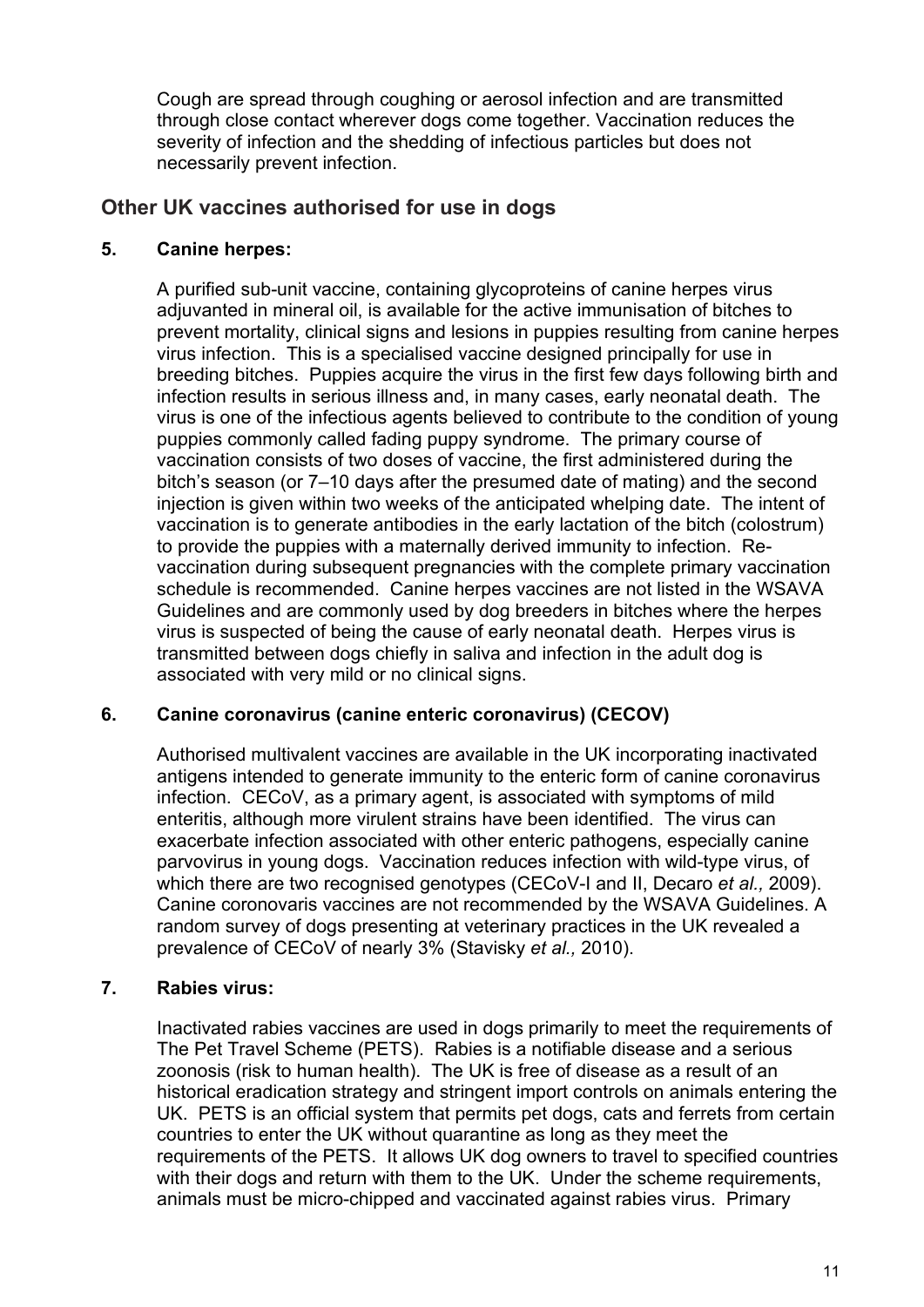Cough are spread through coughing or aerosol infection and are transmitted through close contact wherever dogs come together. Vaccination reduces the severity of infection and the shedding of infectious particles but does not necessarily prevent infection.

## Other UK vaccines authorised for use in dogs

### 5. Canine herpes:

A purified sub-unit vaccine, containing glycoproteins of canine herpes virus adjuvanted in mineral oil, is available for the active immunisation of bitches to prevent mortality, clinical signs and lesions in puppies resulting from canine herpes virus infection. This is a specialised vaccine designed principally for use in breeding bitches. Puppies acquire the virus in the first few days following birth and infection results in serious illness and, in many cases, early neonatal death. The virus is one of the infectious agents believed to contribute to the condition of young puppies commonly called fading puppy syndrome. The primary course of vaccination consists of two doses of vaccine, the first administered during the bitch's season (or 7–10 days after the presumed date of mating) and the second injection is given within two weeks of the anticipated whelping date. The intent of vaccination is to generate antibodies in the early lactation of the bitch (colostrum) to provide the puppies with a maternally derived immunity to infection. Re-vaccination during subsequent pregnancies with the complete primary vaccination schedule is recommended. Canine herpes vaccines are not listed in the WSAVA Guidelines and are commonly used by dog breeders in bitches where the herpes virus is suspected of being the cause of early neonatal death. Herpes virus is transmitted between dogs chiefly in saliva and infection in the adult dog is associated with very mild or no clinical signs.

### 6. Canine coronavirus (canine enteric coronavirus) (CECOV)

Authorised multivalent vaccines are available in the UK incorporating inactivated antigens intended to generate immunity to the enteric form of canine coronavirus infection. CECoV, as a primary agent, is associated with symptoms of mild enteritis, although more virulent strains have been identified. The virus can exacerbate infection associated with other enteric pathogens, especially canine parvovirus in young dogs. Vaccination reduces infection with wild-type virus, of which there are two recognised genotypes (CECoV-I and II, Decaro *et al.,* 2009). Canine coronovaris vaccines are not recommended by the WSAVA Guidelines. A random survey of dogs presenting at veterinary practices in the UK revealed a prevalence of CECoV of nearly 3% (Stavisky *et al.,* 2010).

### 7. Rabies virus:

Inactivated rabies vaccines are used in dogs primarily to meet the requirements of The Pet Travel Scheme (PETS). Rabies is a notifiable disease and a serious zoonosis (risk to human health). The UK is free of disease as a result of an historical eradication strategy and stringent import controls on animals entering the UK. PETS is an official system that permits pet dogs, cats and ferrets from certain countries to enter the UK without quarantine as long as they meet the requirements of the PETS. It allows UK dog owners to travel to specified countries with their dogs and return with them to the UK. Under the scheme requirements, animals must be micro-chipped and vaccinated against rabies virus. Primary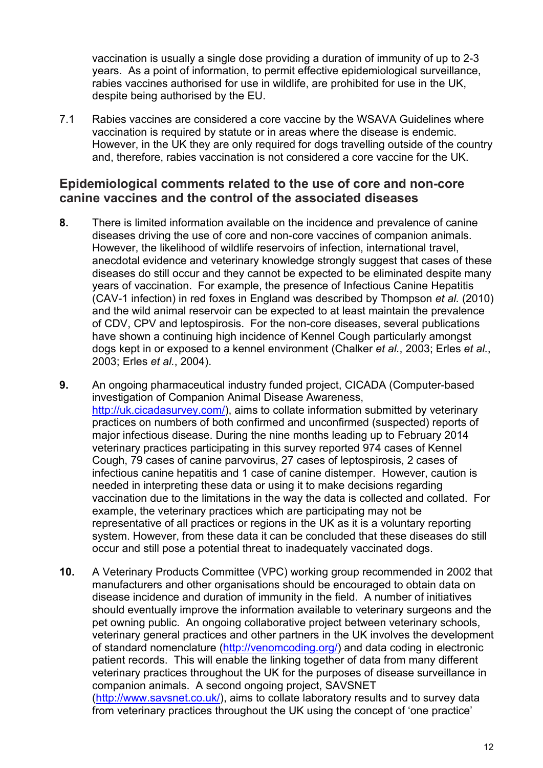vaccination is usually a single dose providing a duration of immunity of up to 2-3 years. As a point of information, to permit effective epidemiological surveillance, rabies vaccines authorised for use in wildlife, are prohibited for use in the UK, despite being authorised by the EU.

7.1 Rabies vaccines are considered a core vaccine by the WSAVA Guidelines where vaccination is required by statute or in areas where the disease is endemic. However, in the UK they are only required for dogs travelling outside of the country and, therefore, rabies vaccination is not considered a core vaccine for the UK.

## Epidemiological comments related to the use of core and non-core canine vaccines and the control of the associated diseases

**8.** There is limited information available on the incidence and prevalence of canine diseases driving the use of core and non-core vaccines of companion animals. However, the likelihood of wildlife reservoirs of infection, international travel, anecdotal evidence and veterinary knowledge strongly suggest that cases of these diseases do still occur and they cannot be expected to be eliminated despite many years of vaccination. For example, the presence of Infectious Canine Hepatitis (CAV-1 infection) in red foxes in England was described by Thompson *et al.* (2010) and the wild animal reservoir can be expected to at least maintain the prevalence of CDV, CPV and leptospirosis. For the non-core diseases, several publications have shown a continuing high incidence of Kennel Cough particularly amongst dogs kept in or exposed to a kennel environment (Chalker *et al.*, 2003; Erles *et al.*, 2003; Erles *et al.*, 2004).

**9.** An ongoing pharmaceutical industry funded project, CICADA (Computer-based investigation of Companion Animal Disease Awareness, http://uk.cicadasurvey.com/), aims to collate information submitted by veterinary practices on numbers of both confirmed and unconfirmed (suspected) reports of major infectious disease. During the nine months leading up to February 2014 veterinary practices participating in this survey reported 974 cases of Kennel Cough, 79 cases of canine parvovirus, 27 cases of leptospirosis, 2 cases of infectious canine hepatitis and 1 case of canine distemper. However, caution is needed in interpreting these data or using it to make decisions regarding vaccination due to the limitations in the way the data is collected and collated. For example, the veterinary practices which are participating may not be representative of all practices or regions in the UK as it is a voluntary reporting system. However, from these data it can be concluded that these diseases do still occur and still pose a potential threat to inadequately vaccinated dogs.

**10.** A Veterinary Products Committee (VPC) working group recommended in 2002 that manufacturers and other organisations should be encouraged to obtain data on disease incidence and duration of immunity in the field. A number of initiatives should eventually improve the information available to veterinary surgeons and the pet owning public. An ongoing collaborative project between veterinary schools, veterinary general practices and other partners in the UK involves the development of standard nomenclature (http://venomcoding.org/) and data coding in electronic patient records. This will enable the linking together of data from many different veterinary practices throughout the UK for the purposes of disease surveillance in companion animals. A second ongoing project, SAVSNET (http://www.savsnet.co.uk/), aims to collate laboratory results and to survey data from veterinary practices throughout the UK using the concept of 'one practice'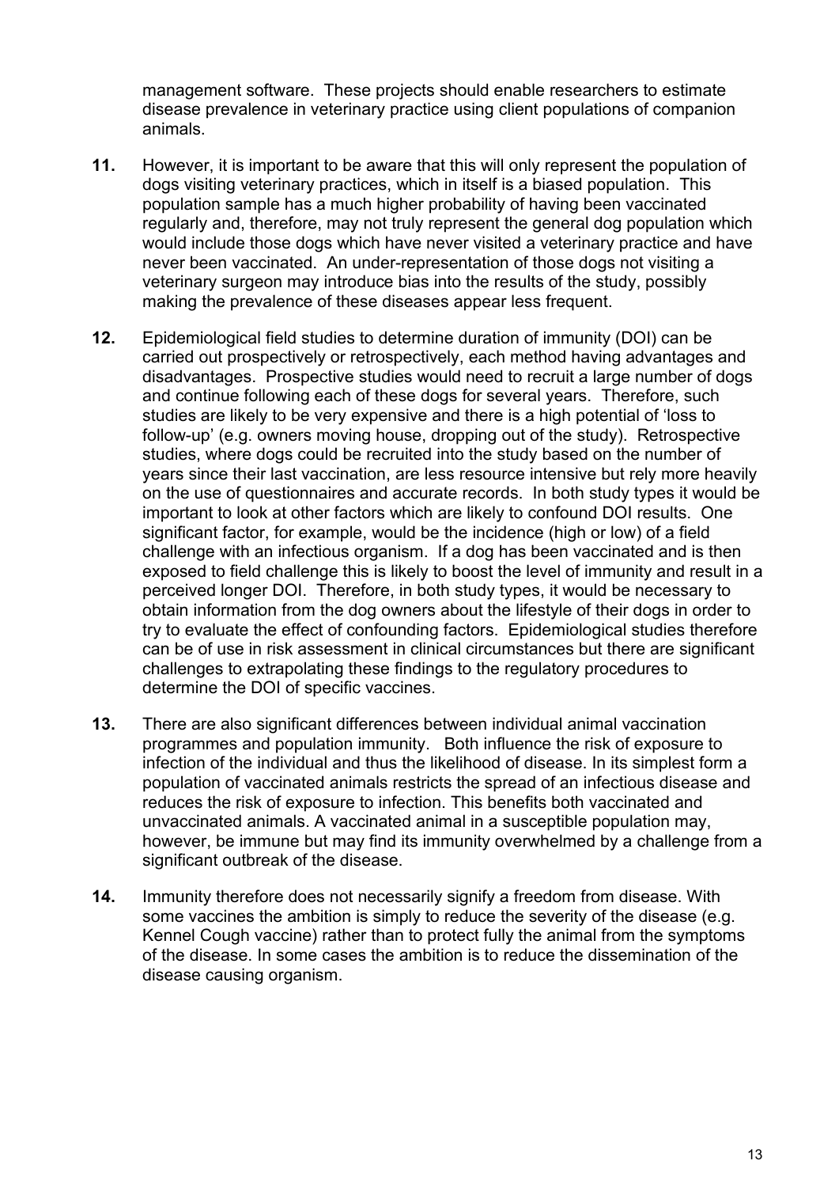management software. These projects should enable researchers to estimate disease prevalence in veterinary practice using client populations of companion animals.

**11.** However, it is important to be aware that this will only represent the population of dogs visiting veterinary practices, which in itself is a biased population. This population sample has a much higher probability of having been vaccinated regularly and, therefore, may not truly represent the general dog population which would include those dogs which have never visited a veterinary practice and have never been vaccinated. An under-representation of those dogs not visiting a veterinary surgeon may introduce bias into the results of the study, possibly making the prevalence of these diseases appear less frequent.

**12.** Epidemiological field studies to determine duration of immunity (DOI) can be carried out prospectively or retrospectively, each method having advantages and disadvantages. Prospective studies would need to recruit a large number of dogs and continue following each of these dogs for several years. Therefore, such studies are likely to be very expensive and there is a high potential of 'loss to follow-up' (e.g. owners moving house, dropping out of the study). Retrospective studies, where dogs could be recruited into the study based on the number of years since their last vaccination, are less resource intensive but rely more heavily on the use of questionnaires and accurate records. In both study types it would be important to look at other factors which are likely to confound DOI results. One significant factor, for example, would be the incidence (high or low) of a field challenge with an infectious organism. If a dog has been vaccinated and is then exposed to field challenge this is likely to boost the level of immunity and result in a perceived longer DOI. Therefore, in both study types, it would be necessary to obtain information from the dog owners about the lifestyle of their dogs in order to try to evaluate the effect of confounding factors. Epidemiological studies therefore can be of use in risk assessment in clinical circumstances but there are significant challenges to extrapolating these findings to the regulatory procedures to determine the DOI of specific vaccines.

**13.** There are also significant differences between individual animal vaccination programmes and population immunity. Both influence the risk of exposure to infection of the individual and thus the likelihood of disease. In its simplest form a population of vaccinated animals restricts the spread of an infectious disease and reduces the risk of exposure to infection. This benefits both vaccinated and unvaccinated animals. A vaccinated animal in a susceptible population may, however, be immune but may find its immunity overwhelmed by a challenge from a significant outbreak of the disease.

**14.** Immunity therefore does not necessarily signify a freedom from disease. With some vaccines the ambition is simply to reduce the severity of the disease (e.g. Kennel Cough vaccine) rather than to protect fully the animal from the symptoms of the disease. In some cases the ambition is to reduce the dissemination of the disease causing organism.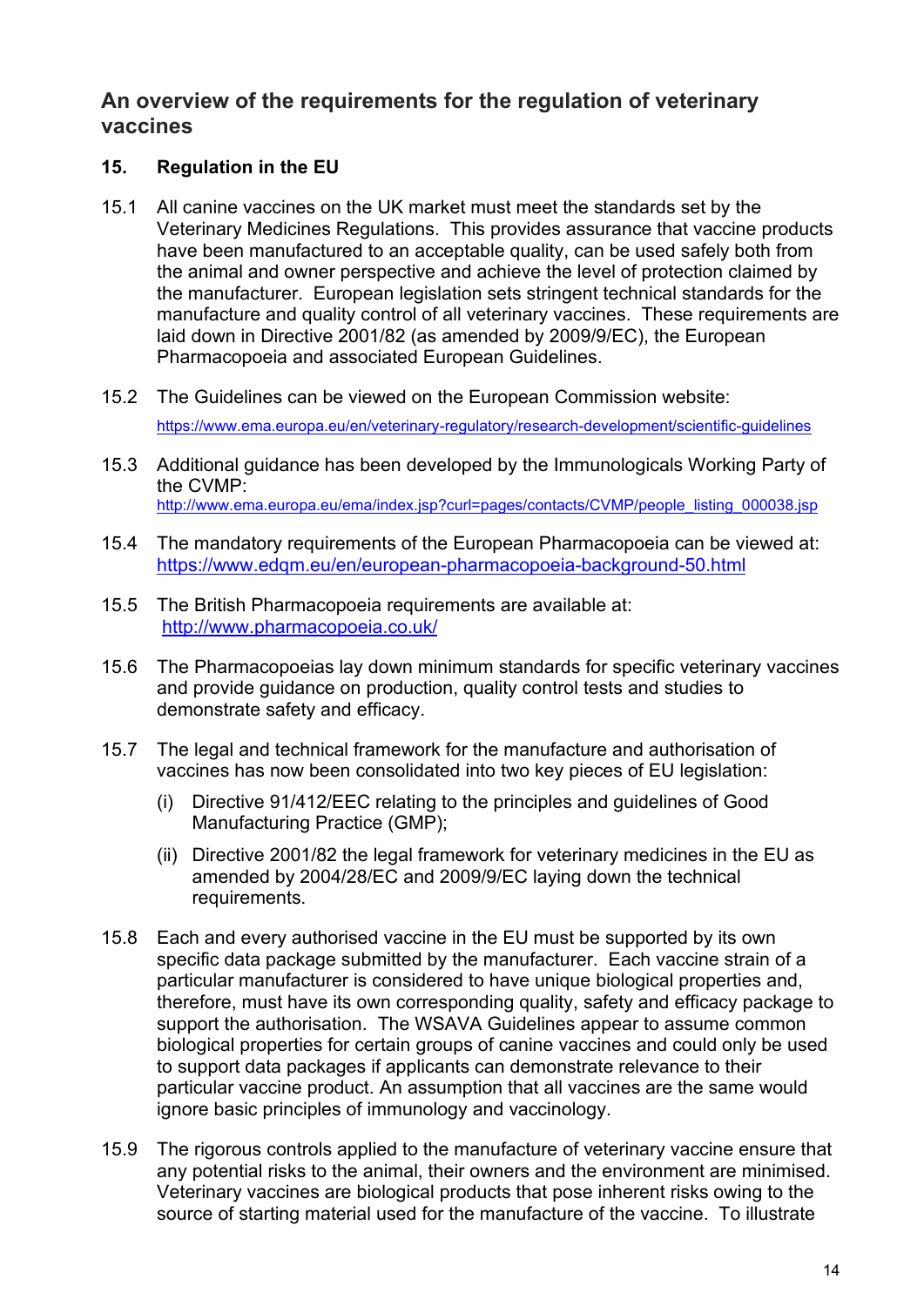## An overview of the requirements for the regulation of veterinary vaccines

### 15. Regulation in the EU

15.1 All canine vaccines on the UK market must meet the standards set by the Veterinary Medicines Regulations. This provides assurance that vaccine products have been manufactured to an acceptable quality, can be used safely both from the animal and owner perspective and achieve the level of protection claimed by the manufacturer. European legislation sets stringent technical standards for the manufacture and quality control of all veterinary vaccines. These requirements are laid down in Directive 2001/82 (as amended by 2009/9/EC), the European Pharmacopoeia and associated European Guidelines.

15.2 The Guidelines can be viewed on the European Commission website: https://www.ema.europa.eu/en/veterinary-regulatory/research-development/scientific-guidelines

15.3 Additional guidance has been developed by the Immunologicals Working Party of the CVMP: http://www.ema.europa.eu/ema/index.jsp?curl=pages/contacts/CVMP/people_listing_000038.jsp

15.4 The mandatory requirements of the European Pharmacopoeia can be viewed at: https://www.edqm.eu/en/european-pharmacopoeia-background-50.html

15.5 The British Pharmacopoeia requirements are available at: http://www.pharmacopoeia.co.uk/

15.6 The Pharmacopoeias lay down minimum standards for specific veterinary vaccines and provide guidance on production, quality control tests and studies to demonstrate safety and efficacy.

15.7 The legal and technical framework for the manufacture and authorisation of vaccines has now been consolidated into two key pieces of EU legislation:

(i) Directive 91/412/EEC relating to the principles and guidelines of Good Manufacturing Practice (GMP);

(ii) Directive 2001/82 the legal framework for veterinary medicines in the EU as amended by 2004/28/EC and 2009/9/EC laying down the technical requirements.

15.8 Each and every authorised vaccine in the EU must be supported by its own specific data package submitted by the manufacturer. Each vaccine strain of a particular manufacturer is considered to have unique biological properties and, therefore, must have its own corresponding quality, safety and efficacy package to support the authorisation. The WSAVA Guidelines appear to assume common biological properties for certain groups of canine vaccines and could only be used to support data packages if applicants can demonstrate relevance to their particular vaccine product. An assumption that all vaccines are the same would ignore basic principles of immunology and vaccinology.

15.9 The rigorous controls applied to the manufacture of veterinary vaccine ensure that any potential risks to the animal, their owners and the environment are minimised. Veterinary vaccines are biological products that pose inherent risks owing to the source of starting material used for the manufacture of the vaccine. To illustrate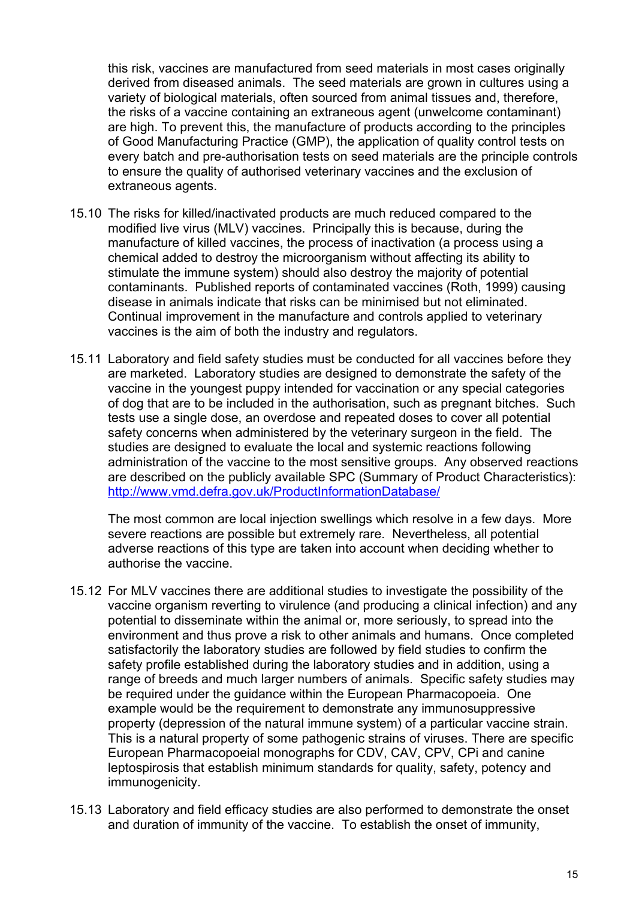this risk, vaccines are manufactured from seed materials in most cases originally derived from diseased animals. The seed materials are grown in cultures using a variety of biological materials, often sourced from animal tissues and, therefore, the risks of a vaccine containing an extraneous agent (unwelcome contaminant) are high. To prevent this, the manufacture of products according to the principles of Good Manufacturing Practice (GMP), the application of quality control tests on every batch and pre-authorisation tests on seed materials are the principle controls to ensure the quality of authorised veterinary vaccines and the exclusion of extraneous agents.

15.10 The risks for killed/inactivated products are much reduced compared to the modified live virus (MLV) vaccines. Principally this is because, during the manufacture of killed vaccines, the process of inactivation (a process using a chemical added to destroy the microorganism without affecting its ability to stimulate the immune system) should also destroy the majority of potential contaminants. Published reports of contaminated vaccines (Roth, 1999) causing disease in animals indicate that risks can be minimised but not eliminated. Continual improvement in the manufacture and controls applied to veterinary vaccines is the aim of both the industry and regulators.

15.11 Laboratory and field safety studies must be conducted for all vaccines before they are marketed. Laboratory studies are designed to demonstrate the safety of the vaccine in the youngest puppy intended for vaccination or any special categories of dog that are to be included in the authorisation, such as pregnant bitches. Such tests use a single dose, an overdose and repeated doses to cover all potential safety concerns when administered by the veterinary surgeon in the field. The studies are designed to evaluate the local and systemic reactions following administration of the vaccine to the most sensitive groups. Any observed reactions are described on the publicly available SPC (Summary of Product Characteristics): http://www.vmd.defra.gov.uk/ProductInformationDatabase/

The most common are local injection swellings which resolve in a few days. More severe reactions are possible but extremely rare. Nevertheless, all potential adverse reactions of this type are taken into account when deciding whether to authorise the vaccine.

15.12 For MLV vaccines there are additional studies to investigate the possibility of the vaccine organism reverting to virulence (and producing a clinical infection) and any potential to disseminate within the animal or, more seriously, to spread into the environment and thus prove a risk to other animals and humans. Once completed satisfactorily the laboratory studies are followed by field studies to confirm the safety profile established during the laboratory studies and in addition, using a range of breeds and much larger numbers of animals. Specific safety studies may be required under the guidance within the European Pharmacopoeia. One example would be the requirement to demonstrate any immunosuppressive property (depression of the natural immune system) of a particular vaccine strain. This is a natural property of some pathogenic strains of viruses. There are specific European Pharmacopoeial monographs for CDV, CAV, CPV, CPi and canine leptospirosis that establish minimum standards for quality, safety, potency and immunogenicity.

15.13 Laboratory and field efficacy studies are also performed to demonstrate the onset and duration of immunity of the vaccine. To establish the onset of immunity,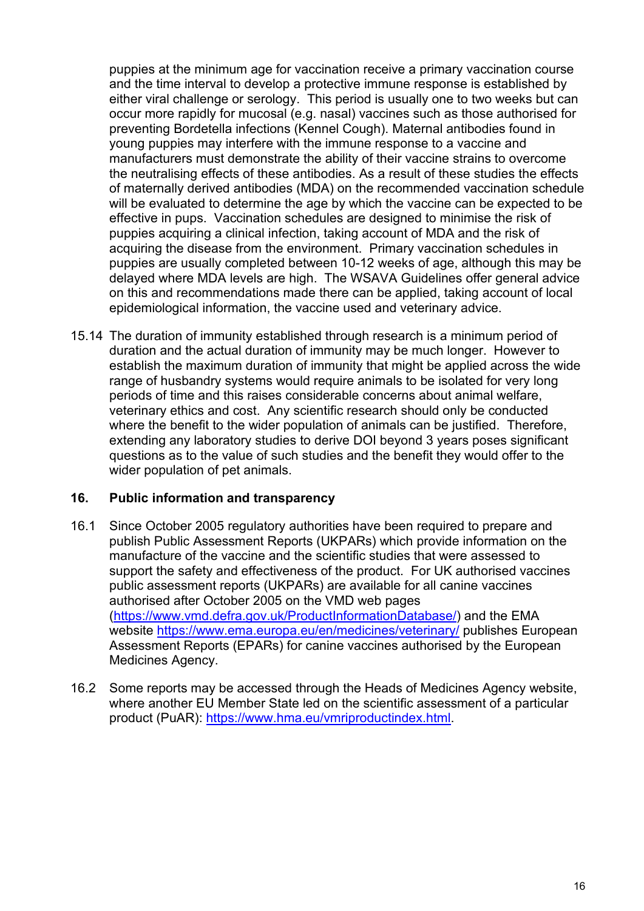puppies at the minimum age for vaccination receive a primary vaccination course and the time interval to develop a protective immune response is established by either viral challenge or serology. This period is usually one to two weeks but can occur more rapidly for mucosal (e.g. nasal) vaccines such as those authorised for preventing Bordetella infections (Kennel Cough). Maternal antibodies found in young puppies may interfere with the immune response to a vaccine and manufacturers must demonstrate the ability of their vaccine strains to overcome the neutralising effects of these antibodies. As a result of these studies the effects of maternally derived antibodies (MDA) on the recommended vaccination schedule will be evaluated to determine the age by which the vaccine can be expected to be effective in pups. Vaccination schedules are designed to minimise the risk of puppies acquiring a clinical infection, taking account of MDA and the risk of acquiring the disease from the environment. Primary vaccination schedules in puppies are usually completed between 10-12 weeks of age, although this may be delayed where MDA levels are high. The WSAVA Guidelines offer general advice on this and recommendations made there can be applied, taking account of local epidemiological information, the vaccine used and veterinary advice.

15.14 The duration of immunity established through research is a minimum period of duration and the actual duration of immunity may be much longer. However to establish the maximum duration of immunity that might be applied across the wide range of husbandry systems would require animals to be isolated for very long periods of time and this raises considerable concerns about animal welfare, veterinary ethics and cost. Any scientific research should only be conducted where the benefit to the wider population of animals can be justified. Therefore, extending any laboratory studies to derive DOI beyond 3 years poses significant questions as to the value of such studies and the benefit they would offer to the wider population of pet animals.

## 16. Public information and transparency

16.1 Since October 2005 regulatory authorities have been required to prepare and publish Public Assessment Reports (UKPARs) which provide information on the manufacture of the vaccine and the scientific studies that were assessed to support the safety and effectiveness of the product. For UK authorised vaccines public assessment reports (UKPARs) are available for all canine vaccines authorised after October 2005 on the VMD web pages (https://www.vmd.defra.gov.uk/ProductInformationDatabase/) and the EMA website https://www.ema.europa.eu/en/medicines/veterinary/ publishes European Assessment Reports (EPARs) for canine vaccines authorised by the European Medicines Agency.

16.2 Some reports may be accessed through the Heads of Medicines Agency website, where another EU Member State led on the scientific assessment of a particular product (PuAR): https://www.hma.eu/vmriproductindex.html.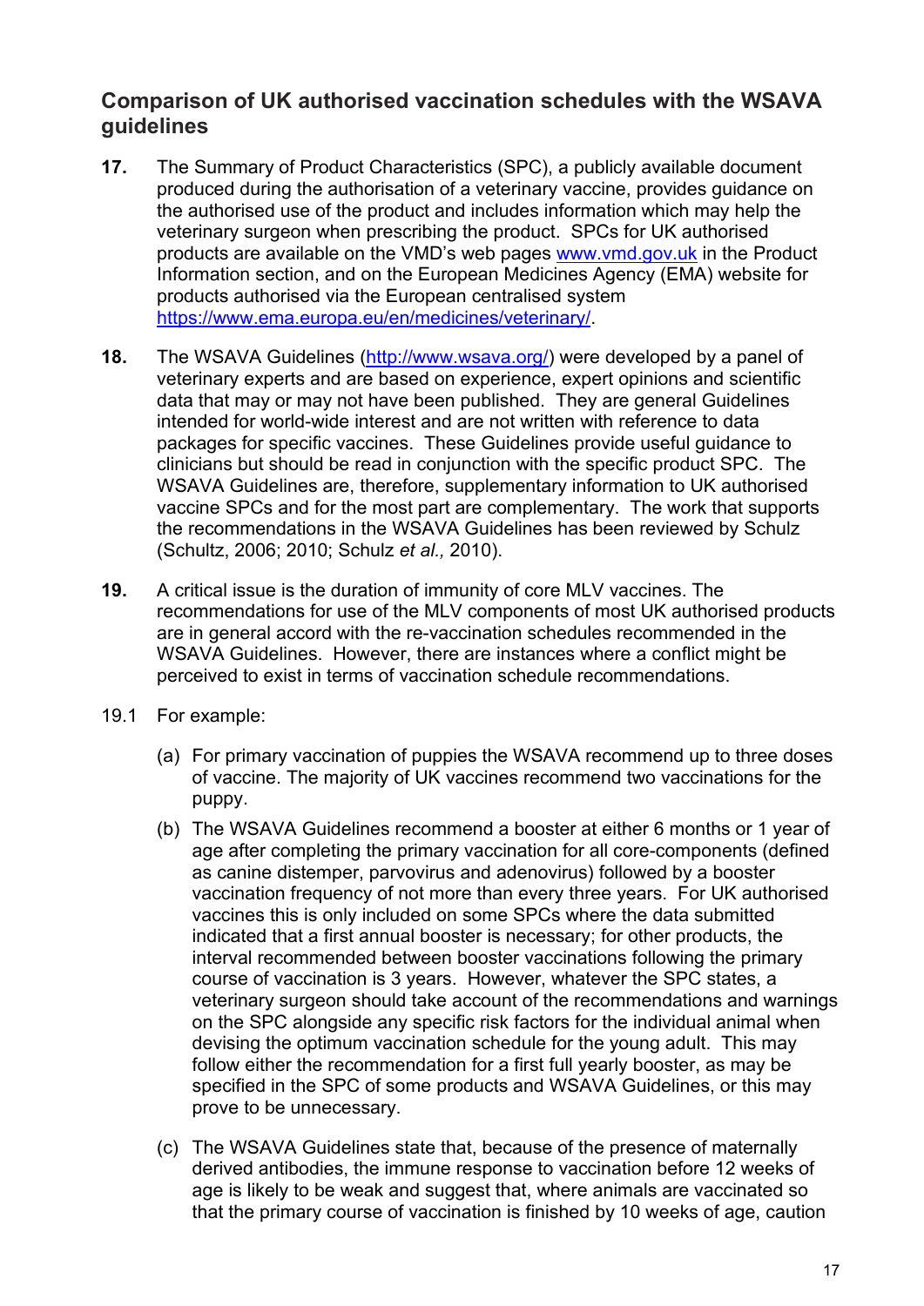## Comparison of UK authorised vaccination schedules with the WSAVA guidelines

**17.** The Summary of Product Characteristics (SPC), a publicly available document produced during the authorisation of a veterinary vaccine, provides guidance on the authorised use of the product and includes information which may help the veterinary surgeon when prescribing the product. SPCs for UK authorised products are available on the VMD's web pages [www.vmd.gov.uk](http://www.vmd.gov.uk) in the Product Information section, and on the European Medicines Agency (EMA) website for products authorised via the European centralised system [https://www.ema.europa.eu/en/medicines/veterinary/](https://www.ema.europa.eu/en/medicines/veterinary/).

**18.** The WSAVA Guidelines ([http://www.wsava.org/](http://www.wsava.org/)) were developed by a panel of veterinary experts and are based on experience, expert opinions and scientific data that may or may not have been published. They are general Guidelines intended for world-wide interest and are not written with reference to data packages for specific vaccines. These Guidelines provide useful guidance to clinicians but should be read in conjunction with the specific product SPC. The WSAVA Guidelines are, therefore, supplementary information to UK authorised vaccine SPCs and for the most part are complementary. The work that supports the recommendations in the WSAVA Guidelines has been reviewed by Schulz (Schultz, 2006; 2010; Schulz *et al.,* 2010).

**19.** A critical issue is the duration of immunity of core MLV vaccines. The recommendations for use of the MLV components of most UK authorised products are in general accord with the re-vaccination schedules recommended in the WSAVA Guidelines. However, there are instances where a conflict might be perceived to exist in terms of vaccination schedule recommendations.

19.1 For example:

(a) For primary vaccination of puppies the WSAVA recommend up to three doses of vaccine. The majority of UK vaccines recommend two vaccinations for the puppy.

(b) The WSAVA Guidelines recommend a booster at either 6 months or 1 year of age after completing the primary vaccination for all core-components (defined as canine distemper, parvovirus and adenovirus) followed by a booster vaccination frequency of not more than every three years. For UK authorised vaccines this is only included on some SPCs where the data submitted indicated that a first annual booster is necessary; for other products, the interval recommended between booster vaccinations following the primary course of vaccination is 3 years. However, whatever the SPC states, a veterinary surgeon should take account of the recommendations and warnings on the SPC alongside any specific risk factors for the individual animal when devising the optimum vaccination schedule for the young adult. This may follow either the recommendation for a first full yearly booster, as may be specified in the SPC of some products and WSAVA Guidelines, or this may prove to be unnecessary.

(c) The WSAVA Guidelines state that, because of the presence of maternally derived antibodies, the immune response to vaccination before 12 weeks of age is likely to be weak and suggest that, where animals are vaccinated so that the primary course of vaccination is finished by 10 weeks of age, caution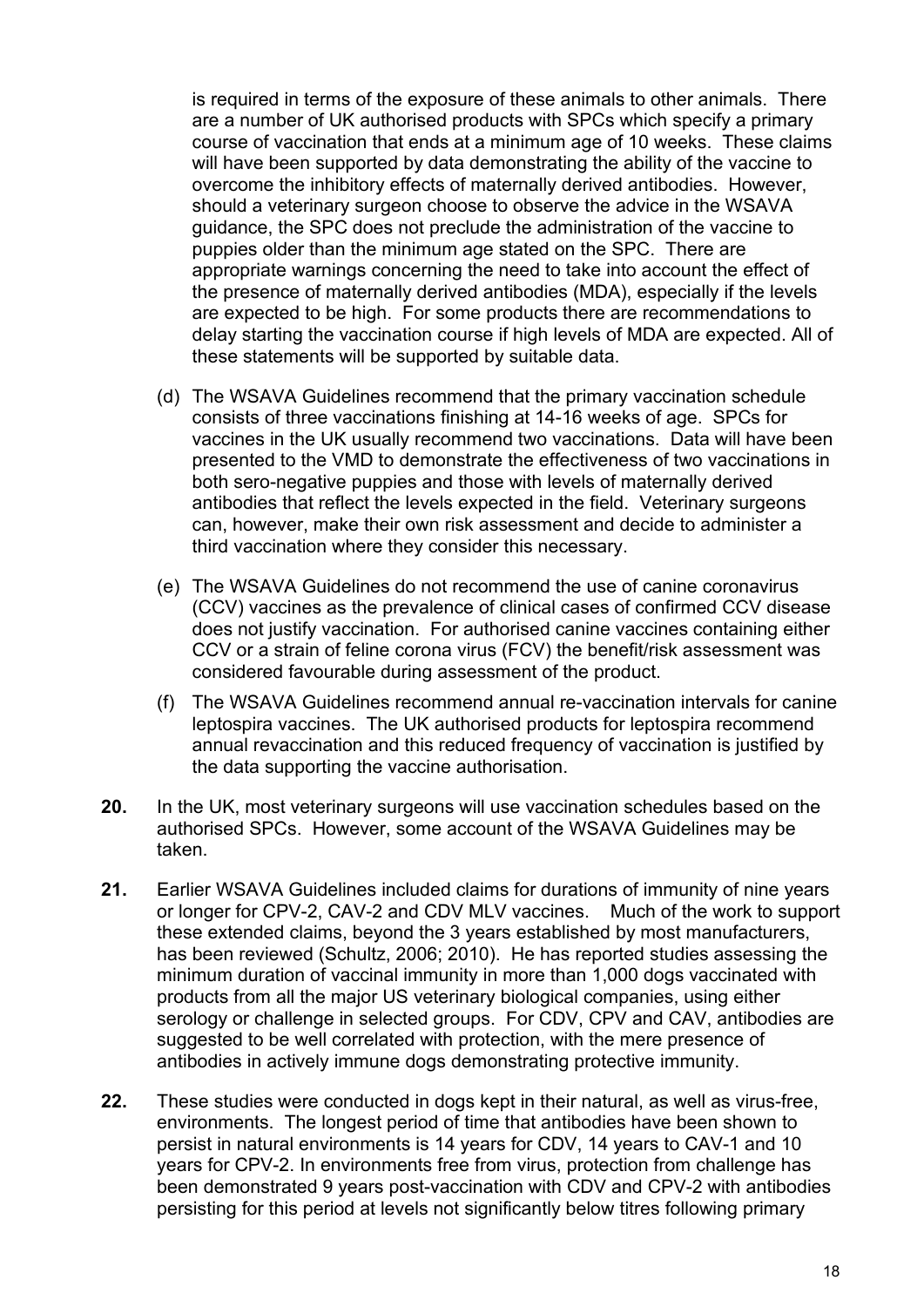is required in terms of the exposure of these animals to other animals. There are a number of UK authorised products with SPCs which specify a primary course of vaccination that ends at a minimum age of 10 weeks. These claims will have been supported by data demonstrating the ability of the vaccine to overcome the inhibitory effects of maternally derived antibodies. However, should a veterinary surgeon choose to observe the advice in the WSAVA guidance, the SPC does not preclude the administration of the vaccine to puppies older than the minimum age stated on the SPC. There are appropriate warnings concerning the need to take into account the effect of the presence of maternally derived antibodies (MDA), especially if the levels are expected to be high. For some products there are recommendations to delay starting the vaccination course if high levels of MDA are expected. All of these statements will be supported by suitable data.

(d) The WSAVA Guidelines recommend that the primary vaccination schedule consists of three vaccinations finishing at 14-16 weeks of age. SPCs for vaccines in the UK usually recommend two vaccinations. Data will have been presented to the VMD to demonstrate the effectiveness of two vaccinations in both sero-negative puppies and those with levels of maternally derived antibodies that reflect the levels expected in the field. Veterinary surgeons can, however, make their own risk assessment and decide to administer a third vaccination where they consider this necessary.

(e) The WSAVA Guidelines do not recommend the use of canine coronavirus (CCV) vaccines as the prevalence of clinical cases of confirmed CCV disease does not justify vaccination. For authorised canine vaccines containing either CCV or a strain of feline corona virus (FCV) the benefit/risk assessment was considered favourable during assessment of the product.

(f) The WSAVA Guidelines recommend annual re-vaccination intervals for canine leptospira vaccines. The UK authorised products for leptospira recommend annual revaccination and this reduced frequency of vaccination is justified by the data supporting the vaccine authorisation.

**20.** In the UK, most veterinary surgeons will use vaccination schedules based on the authorised SPCs. However, some account of the WSAVA Guidelines may be taken.

**21.** Earlier WSAVA Guidelines included claims for durations of immunity of nine years or longer for CPV-2, CAV-2 and CDV MLV vaccines. Much of the work to support these extended claims, beyond the 3 years established by most manufacturers, has been reviewed (Schultz, 2006; 2010). He has reported studies assessing the minimum duration of vaccinal immunity in more than 1,000 dogs vaccinated with products from all the major US veterinary biological companies, using either serology or challenge in selected groups. For CDV, CPV and CAV, antibodies are suggested to be well correlated with protection, with the mere presence of antibodies in actively immune dogs demonstrating protective immunity.

**22.** These studies were conducted in dogs kept in their natural, as well as virus-free, environments. The longest period of time that antibodies have been shown to persist in natural environments is 14 years for CDV, 14 years to CAV-1 and 10 years for CPV-2. In environments free from virus, protection from challenge has been demonstrated 9 years post-vaccination with CDV and CPV-2 with antibodies persisting for this period at levels not significantly below titres following primary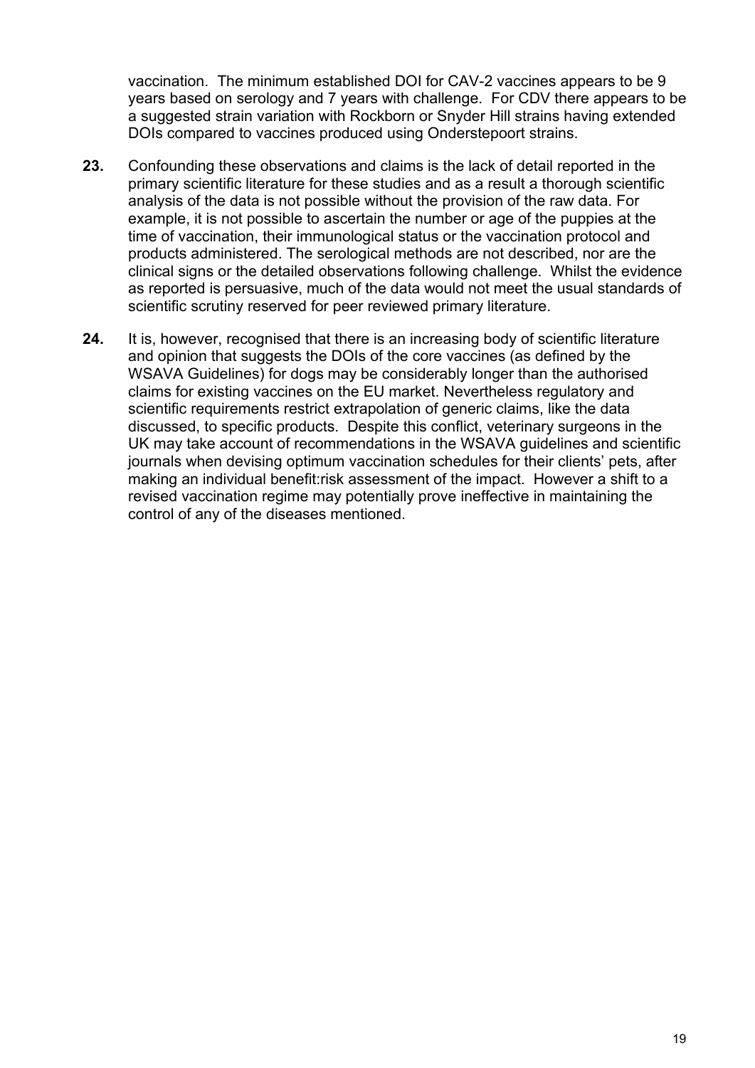vaccination. The minimum established DOI for CAV-2 vaccines appears to be 9 years based on serology and 7 years with challenge. For CDV there appears to be a suggested strain variation with Rockborn or Snyder Hill strains having extended DOIs compared to vaccines produced using Onderstepoort strains.

**23.** Confounding these observations and claims is the lack of detail reported in the primary scientific literature for these studies and as a result a thorough scientific analysis of the data is not possible without the provision of the raw data. For example, it is not possible to ascertain the number or age of the puppies at the time of vaccination, their immunological status or the vaccination protocol and products administered. The serological methods are not described, nor are the clinical signs or the detailed observations following challenge. Whilst the evidence as reported is persuasive, much of the data would not meet the usual standards of scientific scrutiny reserved for peer reviewed primary literature.

**24.** It is, however, recognised that there is an increasing body of scientific literature and opinion that suggests the DOIs of the core vaccines (as defined by the WSAVA Guidelines) for dogs may be considerably longer than the authorised claims for existing vaccines on the EU market. Nevertheless regulatory and scientific requirements restrict extrapolation of generic claims, like the data discussed, to specific products. Despite this conflict, veterinary surgeons in the UK may take account of recommendations in the WSAVA guidelines and scientific journals when devising optimum vaccination schedules for their clients' pets, after making an individual benefit:risk assessment of the impact. However a shift to a revised vaccination regime may potentially prove ineffective in maintaining the control of any of the diseases mentioned.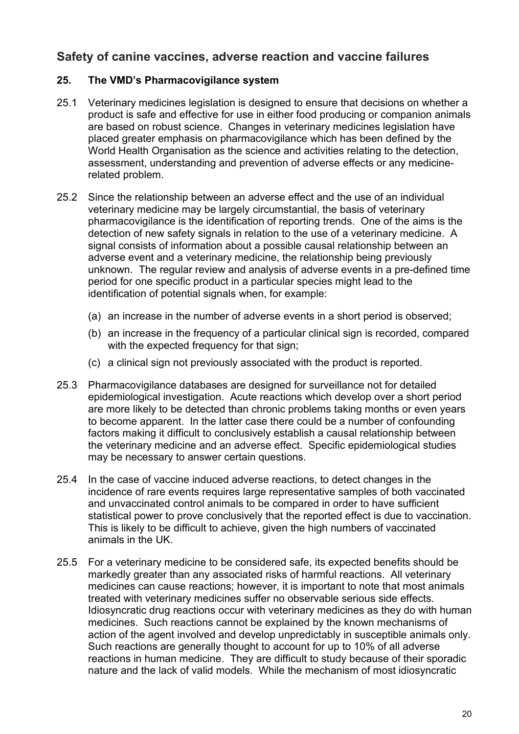## Safety of canine vaccines, adverse reaction and vaccine failures

### 25. The VMD's Pharmacovigilance system

25.1 Veterinary medicines legislation is designed to ensure that decisions on whether a product is safe and effective for use in either food producing or companion animals are based on robust science. Changes in veterinary medicines legislation have placed greater emphasis on pharmacovigilance which has been defined by the World Health Organisation as the science and activities relating to the detection, assessment, understanding and prevention of adverse effects or any medicine-related problem.

25.2 Since the relationship between an adverse effect and the use of an individual veterinary medicine may be largely circumstantial, the basis of veterinary pharmacovigilance is the identification of reporting trends. One of the aims is the detection of new safety signals in relation to the use of a veterinary medicine. A signal consists of information about a possible causal relationship between an adverse event and a veterinary medicine, the relationship being previously unknown. The regular review and analysis of adverse events in a pre-defined time period for one specific product in a particular species might lead to the identification of potential signals when, for example:

(a) an increase in the number of adverse events in a short period is observed;

(b) an increase in the frequency of a particular clinical sign is recorded, compared with the expected frequency for that sign;

(c) a clinical sign not previously associated with the product is reported.

25.3 Pharmacovigilance databases are designed for surveillance not for detailed epidemiological investigation. Acute reactions which develop over a short period are more likely to be detected than chronic problems taking months or even years to become apparent. In the latter case there could be a number of confounding factors making it difficult to conclusively establish a causal relationship between the veterinary medicine and an adverse effect. Specific epidemiological studies may be necessary to answer certain questions.

25.4 In the case of vaccine induced adverse reactions, to detect changes in the incidence of rare events requires large representative samples of both vaccinated and unvaccinated control animals to be compared in order to have sufficient statistical power to prove conclusively that the reported effect is due to vaccination. This is likely to be difficult to achieve, given the high numbers of vaccinated animals in the UK.

25.5 For a veterinary medicine to be considered safe, its expected benefits should be markedly greater than any associated risks of harmful reactions. All veterinary medicines can cause reactions; however, it is important to note that most animals treated with veterinary medicines suffer no observable serious side effects. Idiosyncratic drug reactions occur with veterinary medicines as they do with human medicines. Such reactions cannot be explained by the known mechanisms of action of the agent involved and develop unpredictably in susceptible animals only. Such reactions are generally thought to account for up to 10% of all adverse reactions in human medicine. They are difficult to study because of their sporadic nature and the lack of valid models. While the mechanism of most idiosyncratic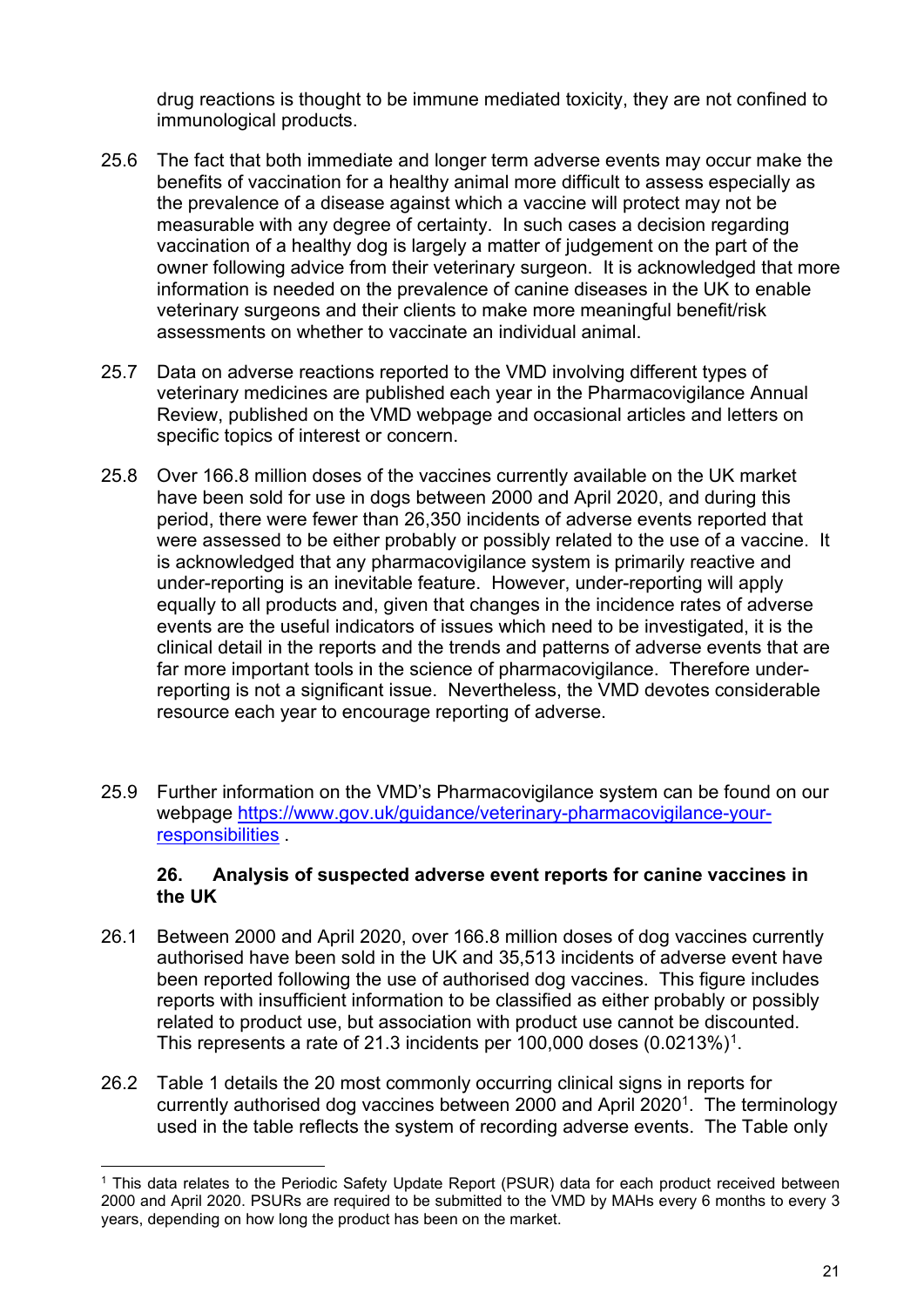drug reactions is thought to be immune mediated toxicity, they are not confined to immunological products.

25.6 The fact that both immediate and longer term adverse events may occur make the benefits of vaccination for a healthy animal more difficult to assess especially as the prevalence of a disease against which a vaccine will protect may not be measurable with any degree of certainty. In such cases a decision regarding vaccination of a healthy dog is largely a matter of judgement on the part of the owner following advice from their veterinary surgeon. It is acknowledged that more information is needed on the prevalence of canine diseases in the UK to enable veterinary surgeons and their clients to make more meaningful benefit/risk assessments on whether to vaccinate an individual animal.

25.7 Data on adverse reactions reported to the VMD involving different types of veterinary medicines are published each year in the Pharmacovigilance Annual Review, published on the VMD webpage and occasional articles and letters on specific topics of interest or concern.

25.8 Over 166.8 million doses of the vaccines currently available on the UK market have been sold for use in dogs between 2000 and April 2020, and during this period, there were fewer than 26,350 incidents of adverse events reported that were assessed to be either probably or possibly related to the use of a vaccine. It is acknowledged that any pharmacovigilance system is primarily reactive and under-reporting is an inevitable feature. However, under-reporting will apply equally to all products and, given that changes in the incidence rates of adverse events are the useful indicators of issues which need to be investigated, it is the clinical detail in the reports and the trends and patterns of adverse events that are far more important tools in the science of pharmacovigilance. Therefore under-reporting is not a significant issue. Nevertheless, the VMD devotes considerable resource each year to encourage reporting of adverse.

25.9 Further information on the VMD's Pharmacovigilance system can be found on our webpage https://www.gov.uk/guidance/veterinary-pharmacovigilance-your-responsibilities .

## 26. Analysis of suspected adverse event reports for canine vaccines in the UK

26.1 Between 2000 and April 2020, over 166.8 million doses of dog vaccines currently authorised have been sold in the UK and 35,513 incidents of adverse event have been reported following the use of authorised dog vaccines. This figure includes reports with insufficient information to be classified as either probably or possibly related to product use, but association with product use cannot be discounted. This represents a rate of 21.3 incidents per 100,000 doses (0.0213%)[1].

26.2 Table 1 details the 20 most commonly occurring clinical signs in reports for currently authorised dog vaccines between 2000 and April 2020[1]. The terminology used in the table reflects the system of recording adverse events. The Table only

[1] This data relates to the Periodic Safety Update Report (PSUR) data for each product received between 2000 and April 2020. PSURs are required to be submitted to the VMD by MAHs every 6 months to every 3 years, depending on how long the product has been on the market.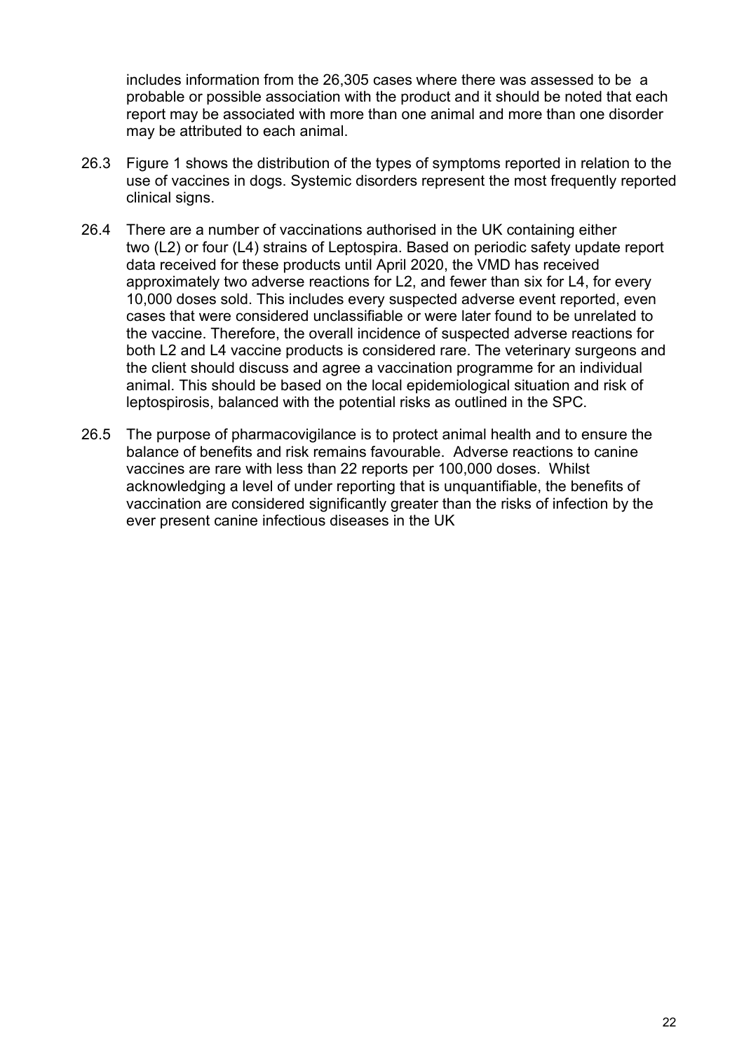includes information from the 26,305 cases where there was assessed to be a probable or possible association with the product and it should be noted that each report may be associated with more than one animal and more than one disorder may be attributed to each animal.

26.3 Figure 1 shows the distribution of the types of symptoms reported in relation to the use of vaccines in dogs. Systemic disorders represent the most frequently reported clinical signs.

26.4 There are a number of vaccinations authorised in the UK containing either two (L2) or four (L4) strains of Leptospira. Based on periodic safety update report data received for these products until April 2020, the VMD has received approximately two adverse reactions for L2, and fewer than six for L4, for every 10,000 doses sold. This includes every suspected adverse event reported, even cases that were considered unclassifiable or were later found to be unrelated to the vaccine. Therefore, the overall incidence of suspected adverse reactions for both L2 and L4 vaccine products is considered rare. The veterinary surgeons and the client should discuss and agree a vaccination programme for an individual animal. This should be based on the local epidemiological situation and risk of leptospirosis, balanced with the potential risks as outlined in the SPC.

26.5 The purpose of pharmacovigilance is to protect animal health and to ensure the balance of benefits and risk remains favourable. Adverse reactions to canine vaccines are rare with less than 22 reports per 100,000 doses. Whilst acknowledging a level of under reporting that is unquantifiable, the benefits of vaccination are considered significantly greater than the risks of infection by the ever present canine infectious diseases in the UK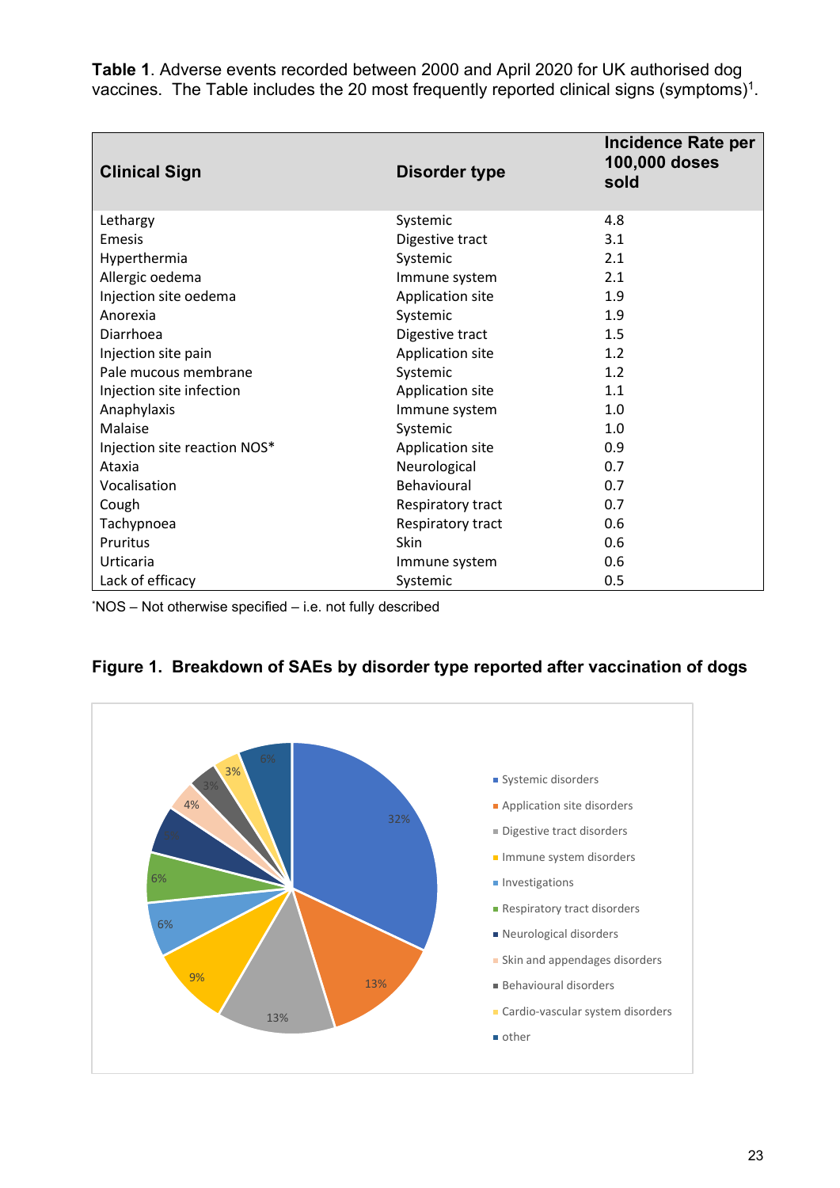**Table 1**. Adverse events recorded between 2000 and April 2020 for UK authorised dog vaccines. The Table includes the 20 most frequently reported clinical signs (symptoms)[1].

| Clinical Sign | Disorder type | Incidence Rate per 100,000 doses sold |
|---|---|---|
| Lethargy | Systemic | 4.8 |
| Emesis | Digestive tract | 3.1 |
| Hyperthermia | Systemic | 2.1 |
| Allergic oedema | Immune system | 2.1 |
| Injection site oedema | Application site | 1.9 |
| Anorexia | Systemic | 1.9 |
| Diarrhoea | Digestive tract | 1.5 |
| Injection site pain | Application site | 1.2 |
| Pale mucous membrane | Systemic | 1.2 |
| Injection site infection | Application site | 1.1 |
| Anaphylaxis | Immune system | 1.0 |
| Malaise | Systemic | 1.0 |
| Injection site reaction NOS* | Application site | 0.9 |
| Ataxia | Neurological | 0.7 |
| Vocalisation | Behavioural | 0.7 |
| Cough | Respiratory tract | 0.7 |
| Tachypnoea | Respiratory tract | 0.6 |
| Pruritus | Skin | 0.6 |
| Urticaria | Immune system | 0.6 |
| Lack of efficacy | Systemic | 0.5 |

*NOS – Not otherwise specified – i.e. not fully described

**Figure 1. Breakdown of SAEs by disorder type reported after vaccination of dogs**

| Disorder type | % |
|---|---|
| Systemic disorders | 32% |
| Application site disorders | 13% |
| Digestive tract disorders | 13% |
| Immune system disorders | 9% |
| Investigations | 6% |
| Respiratory tract disorders | 6% |
| Neurological disorders | 6% |
| Skin and appendages disorders | 4% |
| Behavioural disorders | 3% |
| Cardio-vascular system disorders | 3% |
| other | 6% |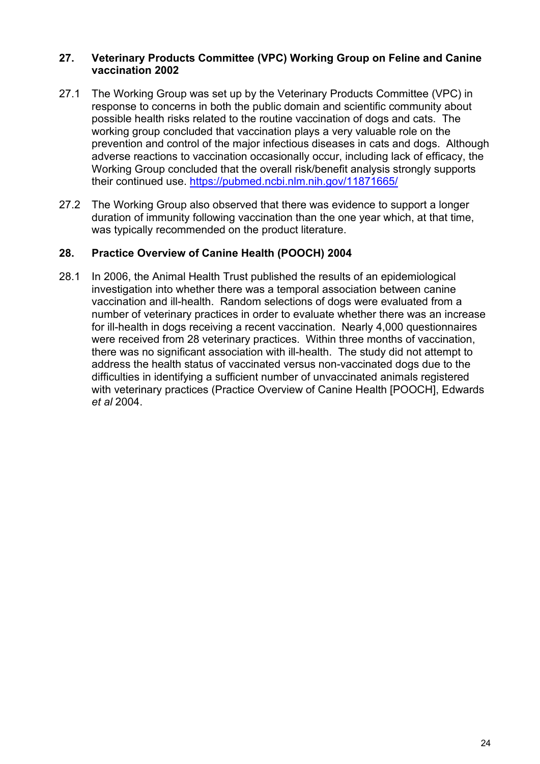## 27. Veterinary Products Committee (VPC) Working Group on Feline and Canine vaccination 2002

27.1 The Working Group was set up by the Veterinary Products Committee (VPC) in response to concerns in both the public domain and scientific community about possible health risks related to the routine vaccination of dogs and cats. The working group concluded that vaccination plays a very valuable role on the prevention and control of the major infectious diseases in cats and dogs. Although adverse reactions to vaccination occasionally occur, including lack of efficacy, the Working Group concluded that the overall risk/benefit analysis strongly supports their continued use. https://pubmed.ncbi.nlm.nih.gov/11871665/

27.2 The Working Group also observed that there was evidence to support a longer duration of immunity following vaccination than the one year which, at that time, was typically recommended on the product literature.

## 28. Practice Overview of Canine Health (POOCH) 2004

28.1 In 2006, the Animal Health Trust published the results of an epidemiological investigation into whether there was a temporal association between canine vaccination and ill-health. Random selections of dogs were evaluated from a number of veterinary practices in order to evaluate whether there was an increase for ill-health in dogs receiving a recent vaccination. Nearly 4,000 questionnaires were received from 28 veterinary practices. Within three months of vaccination, there was no significant association with ill-health. The study did not attempt to address the health status of vaccinated versus non-vaccinated dogs due to the difficulties in identifying a sufficient number of unvaccinated animals registered with veterinary practices (Practice Overview of Canine Health [POOCH], Edwards *et al* 2004.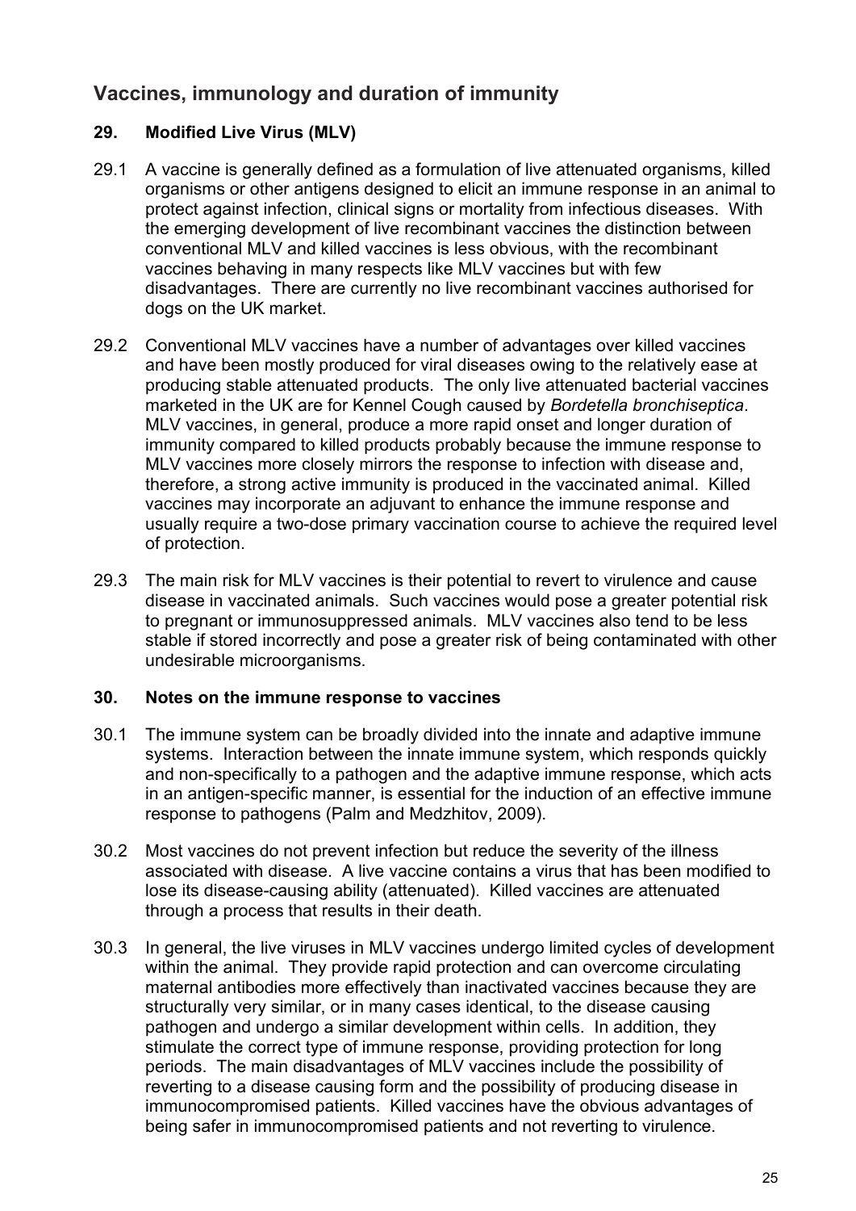## Vaccines, immunology and duration of immunity

### 29. Modified Live Virus (MLV)

29.1 A vaccine is generally defined as a formulation of live attenuated organisms, killed organisms or other antigens designed to elicit an immune response in an animal to protect against infection, clinical signs or mortality from infectious diseases. With the emerging development of live recombinant vaccines the distinction between conventional MLV and killed vaccines is less obvious, with the recombinant vaccines behaving in many respects like MLV vaccines but with few disadvantages. There are currently no live recombinant vaccines authorised for dogs on the UK market.

29.2 Conventional MLV vaccines have a number of advantages over killed vaccines and have been mostly produced for viral diseases owing to the relatively ease at producing stable attenuated products. The only live attenuated bacterial vaccines marketed in the UK are for Kennel Cough caused by *Bordetella bronchiseptica*. MLV vaccines, in general, produce a more rapid onset and longer duration of immunity compared to killed products probably because the immune response to MLV vaccines more closely mirrors the response to infection with disease and, therefore, a strong active immunity is produced in the vaccinated animal. Killed vaccines may incorporate an adjuvant to enhance the immune response and usually require a two-dose primary vaccination course to achieve the required level of protection.

29.3 The main risk for MLV vaccines is their potential to revert to virulence and cause disease in vaccinated animals. Such vaccines would pose a greater potential risk to pregnant or immunosuppressed animals. MLV vaccines also tend to be less stable if stored incorrectly and pose a greater risk of being contaminated with other undesirable microorganisms.

### 30. Notes on the immune response to vaccines

30.1 The immune system can be broadly divided into the innate and adaptive immune systems. Interaction between the innate immune system, which responds quickly and non-specifically to a pathogen and the adaptive immune response, which acts in an antigen-specific manner, is essential for the induction of an effective immune response to pathogens (Palm and Medzhitov, 2009).

30.2 Most vaccines do not prevent infection but reduce the severity of the illness associated with disease. A live vaccine contains a virus that has been modified to lose its disease-causing ability (attenuated). Killed vaccines are attenuated through a process that results in their death.

30.3 In general, the live viruses in MLV vaccines undergo limited cycles of development within the animal. They provide rapid protection and can overcome circulating maternal antibodies more effectively than inactivated vaccines because they are structurally very similar, or in many cases identical, to the disease causing pathogen and undergo a similar development within cells. In addition, they stimulate the correct type of immune response, providing protection for long periods. The main disadvantages of MLV vaccines include the possibility of reverting to a disease causing form and the possibility of producing disease in immunocompromised patients. Killed vaccines have the obvious advantages of being safer in immunocompromised patients and not reverting to virulence.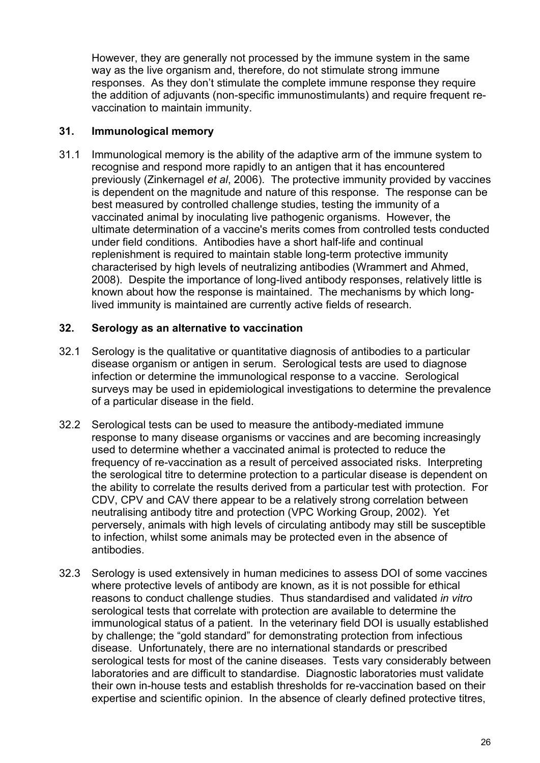However, they are generally not processed by the immune system in the same way as the live organism and, therefore, do not stimulate strong immune responses. As they don't stimulate the complete immune response they require the addition of adjuvants (non-specific immunostimulants) and require frequent re-vaccination to maintain immunity.

## 31. Immunological memory

31.1 Immunological memory is the ability of the adaptive arm of the immune system to recognise and respond more rapidly to an antigen that it has encountered previously (Zinkernagel *et al*, 2006). The protective immunity provided by vaccines is dependent on the magnitude and nature of this response. The response can be best measured by controlled challenge studies, testing the immunity of a vaccinated animal by inoculating live pathogenic organisms. However, the ultimate determination of a vaccine's merits comes from controlled tests conducted under field conditions. Antibodies have a short half-life and continual replenishment is required to maintain stable long-term protective immunity characterised by high levels of neutralizing antibodies (Wrammert and Ahmed, 2008). Despite the importance of long-lived antibody responses, relatively little is known about how the response is maintained. The mechanisms by which long-lived immunity is maintained are currently active fields of research.

## 32. Serology as an alternative to vaccination

32.1 Serology is the qualitative or quantitative diagnosis of antibodies to a particular disease organism or antigen in serum. Serological tests are used to diagnose infection or determine the immunological response to a vaccine. Serological surveys may be used in epidemiological investigations to determine the prevalence of a particular disease in the field.

32.2 Serological tests can be used to measure the antibody-mediated immune response to many disease organisms or vaccines and are becoming increasingly used to determine whether a vaccinated animal is protected to reduce the frequency of re-vaccination as a result of perceived associated risks. Interpreting the serological titre to determine protection to a particular disease is dependent on the ability to correlate the results derived from a particular test with protection. For CDV, CPV and CAV there appear to be a relatively strong correlation between neutralising antibody titre and protection (VPC Working Group, 2002). Yet perversely, animals with high levels of circulating antibody may still be susceptible to infection, whilst some animals may be protected even in the absence of antibodies.

32.3 Serology is used extensively in human medicines to assess DOI of some vaccines where protective levels of antibody are known, as it is not possible for ethical reasons to conduct challenge studies. Thus standardised and validated *in vitro* serological tests that correlate with protection are available to determine the immunological status of a patient. In the veterinary field DOI is usually established by challenge; the "gold standard" for demonstrating protection from infectious disease. Unfortunately, there are no international standards or prescribed serological tests for most of the canine diseases. Tests vary considerably between laboratories and are difficult to standardise. Diagnostic laboratories must validate their own in-house tests and establish thresholds for re-vaccination based on their expertise and scientific opinion. In the absence of clearly defined protective titres,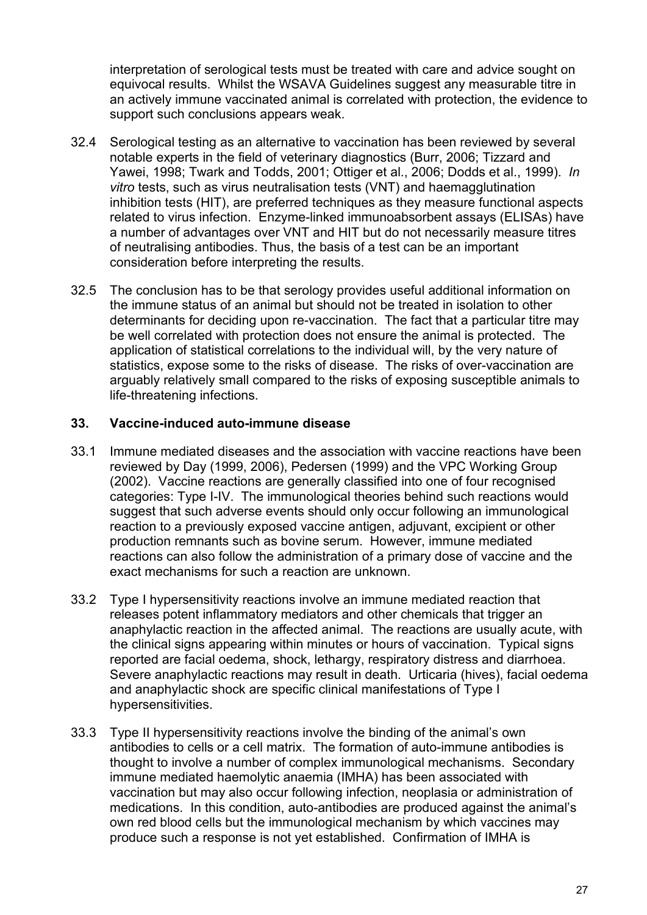interpretation of serological tests must be treated with care and advice sought on equivocal results. Whilst the WSAVA Guidelines suggest any measurable titre in an actively immune vaccinated animal is correlated with protection, the evidence to support such conclusions appears weak.

32.4 Serological testing as an alternative to vaccination has been reviewed by several notable experts in the field of veterinary diagnostics (Burr, 2006; Tizzard and Yawei, 1998; Twark and Todds, 2001; Ottiger et al., 2006; Dodds et al., 1999). *In vitro* tests, such as virus neutralisation tests (VNT) and haemagglutination inhibition tests (HIT), are preferred techniques as they measure functional aspects related to virus infection. Enzyme-linked immunoabsorbent assays (ELISAs) have a number of advantages over VNT and HIT but do not necessarily measure titres of neutralising antibodies. Thus, the basis of a test can be an important consideration before interpreting the results.

32.5 The conclusion has to be that serology provides useful additional information on the immune status of an animal but should not be treated in isolation to other determinants for deciding upon re-vaccination. The fact that a particular titre may be well correlated with protection does not ensure the animal is protected. The application of statistical correlations to the individual will, by the very nature of statistics, expose some to the risks of disease. The risks of over-vaccination are arguably relatively small compared to the risks of exposing susceptible animals to life-threatening infections.

### 33. Vaccine-induced auto-immune disease

33.1 Immune mediated diseases and the association with vaccine reactions have been reviewed by Day (1999, 2006), Pedersen (1999) and the VPC Working Group (2002). Vaccine reactions are generally classified into one of four recognised categories: Type I-IV. The immunological theories behind such reactions would suggest that such adverse events should only occur following an immunological reaction to a previously exposed vaccine antigen, adjuvant, excipient or other production remnants such as bovine serum. However, immune mediated reactions can also follow the administration of a primary dose of vaccine and the exact mechanisms for such a reaction are unknown.

33.2 Type I hypersensitivity reactions involve an immune mediated reaction that releases potent inflammatory mediators and other chemicals that trigger an anaphylactic reaction in the affected animal. The reactions are usually acute, with the clinical signs appearing within minutes or hours of vaccination. Typical signs reported are facial oedema, shock, lethargy, respiratory distress and diarrhoea. Severe anaphylactic reactions may result in death. Urticaria (hives), facial oedema and anaphylactic shock are specific clinical manifestations of Type I hypersensitivities.

33.3 Type II hypersensitivity reactions involve the binding of the animal's own antibodies to cells or a cell matrix. The formation of auto-immune antibodies is thought to involve a number of complex immunological mechanisms. Secondary immune mediated haemolytic anaemia (IMHA) has been associated with vaccination but may also occur following infection, neoplasia or administration of medications. In this condition, auto-antibodies are produced against the animal's own red blood cells but the immunological mechanism by which vaccines may produce such a response is not yet established. Confirmation of IMHA is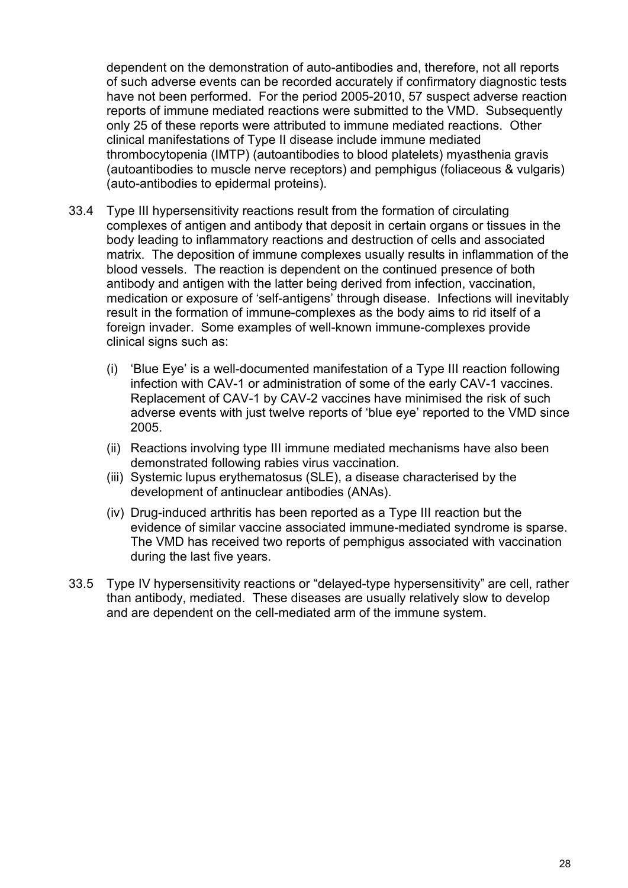dependent on the demonstration of auto-antibodies and, therefore, not all reports of such adverse events can be recorded accurately if confirmatory diagnostic tests have not been performed. For the period 2005-2010, 57 suspect adverse reaction reports of immune mediated reactions were submitted to the VMD. Subsequently only 25 of these reports were attributed to immune mediated reactions. Other clinical manifestations of Type II disease include immune mediated thrombocytopenia (IMTP) (autoantibodies to blood platelets) myasthenia gravis (autoantibodies to muscle nerve receptors) and pemphigus (foliaceous & vulgaris) (auto-antibodies to epidermal proteins).

33.4 Type III hypersensitivity reactions result from the formation of circulating complexes of antigen and antibody that deposit in certain organs or tissues in the body leading to inflammatory reactions and destruction of cells and associated matrix. The deposition of immune complexes usually results in inflammation of the blood vessels. The reaction is dependent on the continued presence of both antibody and antigen with the latter being derived from infection, vaccination, medication or exposure of 'self-antigens' through disease. Infections will inevitably result in the formation of immune-complexes as the body aims to rid itself of a foreign invader. Some examples of well-known immune-complexes provide clinical signs such as:

(i) 'Blue Eye' is a well-documented manifestation of a Type III reaction following infection with CAV-1 or administration of some of the early CAV-1 vaccines. Replacement of CAV-1 by CAV-2 vaccines have minimised the risk of such adverse events with just twelve reports of 'blue eye' reported to the VMD since 2005.

(ii) Reactions involving type III immune mediated mechanisms have also been demonstrated following rabies virus vaccination.

(iii) Systemic lupus erythematosus (SLE), a disease characterised by the development of antinuclear antibodies (ANAs).

(iv) Drug-induced arthritis has been reported as a Type III reaction but the evidence of similar vaccine associated immune-mediated syndrome is sparse. The VMD has received two reports of pemphigus associated with vaccination during the last five years.

33.5 Type IV hypersensitivity reactions or "delayed-type hypersensitivity" are cell, rather than antibody, mediated. These diseases are usually relatively slow to develop and are dependent on the cell-mediated arm of the immune system.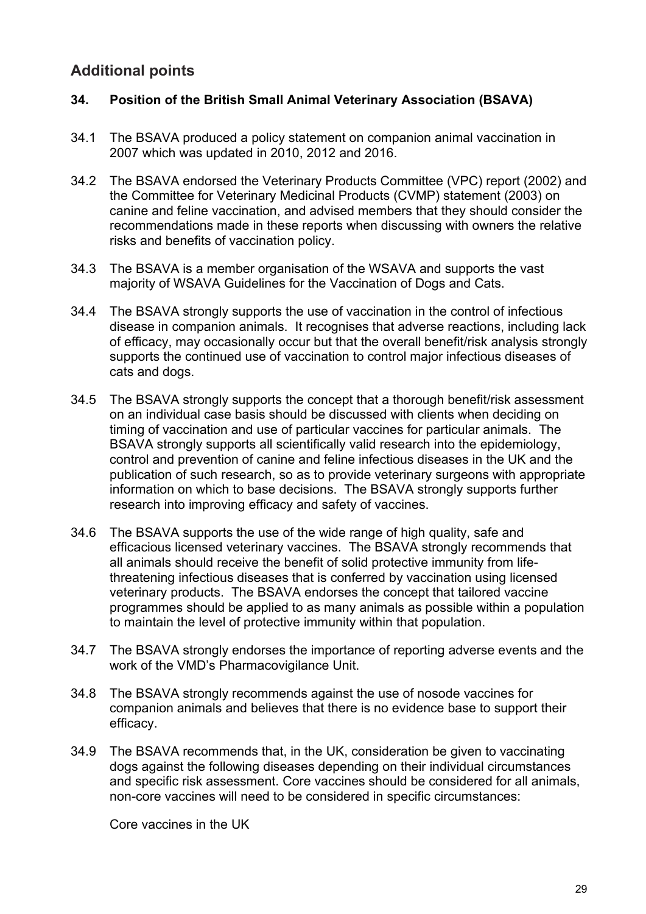## Additional points

### 34. Position of the British Small Animal Veterinary Association (BSAVA)

34.1 The BSAVA produced a policy statement on companion animal vaccination in 2007 which was updated in 2010, 2012 and 2016.

34.2 The BSAVA endorsed the Veterinary Products Committee (VPC) report (2002) and the Committee for Veterinary Medicinal Products (CVMP) statement (2003) on canine and feline vaccination, and advised members that they should consider the recommendations made in these reports when discussing with owners the relative risks and benefits of vaccination policy.

34.3 The BSAVA is a member organisation of the WSAVA and supports the vast majority of WSAVA Guidelines for the Vaccination of Dogs and Cats.

34.4 The BSAVA strongly supports the use of vaccination in the control of infectious disease in companion animals. It recognises that adverse reactions, including lack of efficacy, may occasionally occur but that the overall benefit/risk analysis strongly supports the continued use of vaccination to control major infectious diseases of cats and dogs.

34.5 The BSAVA strongly supports the concept that a thorough benefit/risk assessment on an individual case basis should be discussed with clients when deciding on timing of vaccination and use of particular vaccines for particular animals. The BSAVA strongly supports all scientifically valid research into the epidemiology, control and prevention of canine and feline infectious diseases in the UK and the publication of such research, so as to provide veterinary surgeons with appropriate information on which to base decisions. The BSAVA strongly supports further research into improving efficacy and safety of vaccines.

34.6 The BSAVA supports the use of the wide range of high quality, safe and efficacious licensed veterinary vaccines. The BSAVA strongly recommends that all animals should receive the benefit of solid protective immunity from life-threatening infectious diseases that is conferred by vaccination using licensed veterinary products. The BSAVA endorses the concept that tailored vaccine programmes should be applied to as many animals as possible within a population to maintain the level of protective immunity within that population.

34.7 The BSAVA strongly endorses the importance of reporting adverse events and the work of the VMD's Pharmacovigilance Unit.

34.8 The BSAVA strongly recommends against the use of nosode vaccines for companion animals and believes that there is no evidence base to support their efficacy.

34.9 The BSAVA recommends that, in the UK, consideration be given to vaccinating dogs against the following diseases depending on their individual circumstances and specific risk assessment. Core vaccines should be considered for all animals, non-core vaccines will need to be considered in specific circumstances:

Core vaccines in the UK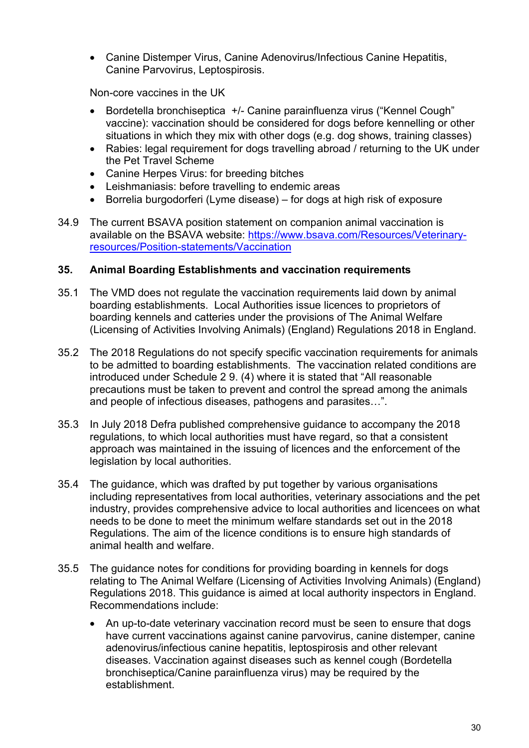- Canine Distemper Virus, Canine Adenovirus/Infectious Canine Hepatitis, Canine Parvovirus, Leptospirosis.

Non-core vaccines in the UK

- Bordetella bronchiseptica +/- Canine parainfluenza virus ("Kennel Cough" vaccine): vaccination should be considered for dogs before kennelling or other situations in which they mix with other dogs (e.g. dog shows, training classes)
- Rabies: legal requirement for dogs travelling abroad / returning to the UK under the Pet Travel Scheme
- Canine Herpes Virus: for breeding bitches
- Leishmaniasis: before travelling to endemic areas
- Borrelia burgodorferi (Lyme disease) – for dogs at high risk of exposure

34.9 The current BSAVA position statement on companion animal vaccination is available on the BSAVA website: [https://www.bsava.com/Resources/Veterinary-resources/Position-statements/Vaccination](https://www.bsava.com/Resources/Veterinary-resources/Position-statements/Vaccination)

## 35. Animal Boarding Establishments and vaccination requirements

35.1 The VMD does not regulate the vaccination requirements laid down by animal boarding establishments. Local Authorities issue licences to proprietors of boarding kennels and catteries under the provisions of The Animal Welfare (Licensing of Activities Involving Animals) (England) Regulations 2018 in England.

35.2 The 2018 Regulations do not specify specific vaccination requirements for animals to be admitted to boarding establishments. The vaccination related conditions are introduced under Schedule 2 9. (4) where it is stated that "All reasonable precautions must be taken to prevent and control the spread among the animals and people of infectious diseases, pathogens and parasites…".

35.3 In July 2018 Defra published comprehensive guidance to accompany the 2018 regulations, to which local authorities must have regard, so that a consistent approach was maintained in the issuing of licences and the enforcement of the legislation by local authorities.

35.4 The guidance, which was drafted by put together by various organisations including representatives from local authorities, veterinary associations and the pet industry, provides comprehensive advice to local authorities and licencees on what needs to be done to meet the minimum welfare standards set out in the 2018 Regulations. The aim of the licence conditions is to ensure high standards of animal health and welfare.

35.5 The guidance notes for conditions for providing boarding in kennels for dogs relating to The Animal Welfare (Licensing of Activities Involving Animals) (England) Regulations 2018. This guidance is aimed at local authority inspectors in England. Recommendations include:

- An up-to-date veterinary vaccination record must be seen to ensure that dogs have current vaccinations against canine parvovirus, canine distemper, canine adenovirus/infectious canine hepatitis, leptospirosis and other relevant diseases. Vaccination against diseases such as kennel cough (Bordetella bronchiseptica/Canine parainfluenza virus) may be required by the establishment.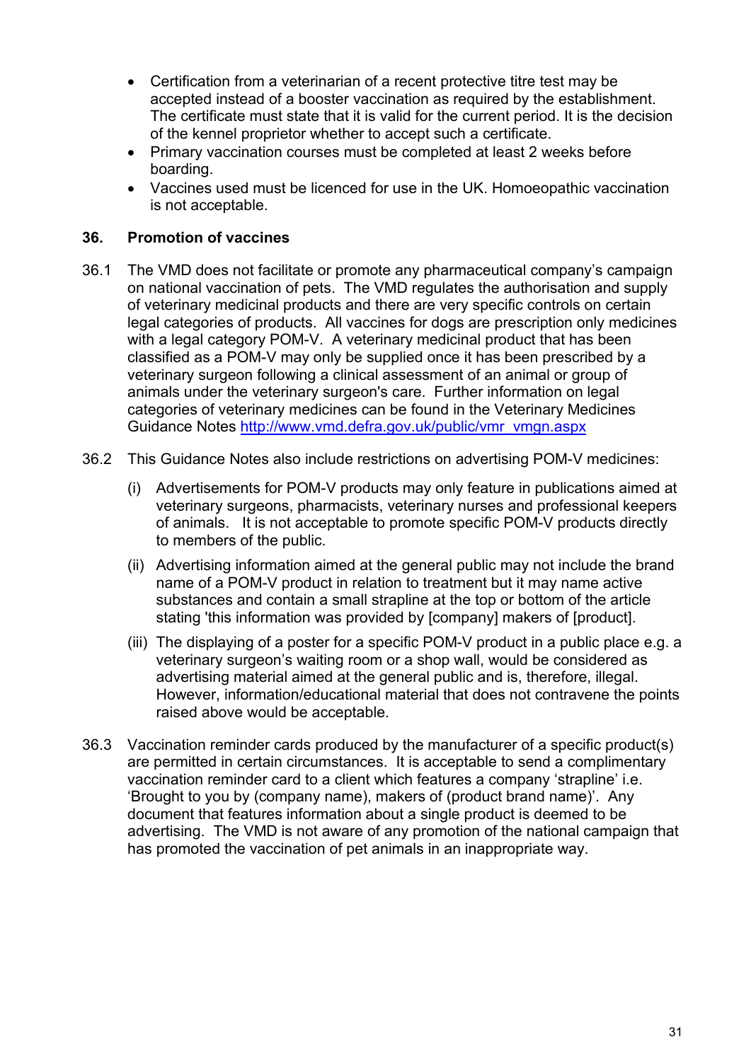- Certification from a veterinarian of a recent protective titre test may be accepted instead of a booster vaccination as required by the establishment. The certificate must state that it is valid for the current period. It is the decision of the kennel proprietor whether to accept such a certificate.
- Primary vaccination courses must be completed at least 2 weeks before boarding.
- Vaccines used must be licenced for use in the UK. Homoeopathic vaccination is not acceptable.

## 36. Promotion of vaccines

36.1 The VMD does not facilitate or promote any pharmaceutical company's campaign on national vaccination of pets. The VMD regulates the authorisation and supply of veterinary medicinal products and there are very specific controls on certain legal categories of products. All vaccines for dogs are prescription only medicines with a legal category POM-V. A veterinary medicinal product that has been classified as a POM-V may only be supplied once it has been prescribed by a veterinary surgeon following a clinical assessment of an animal or group of animals under the veterinary surgeon's care. Further information on legal categories of veterinary medicines can be found in the Veterinary Medicines Guidance Notes [http://www.vmd.defra.gov.uk/public/vmr_vmgn.aspx](http://www.vmd.defra.gov.uk/public/vmr_vmgn.aspx)

36.2 This Guidance Notes also include restrictions on advertising POM-V medicines:

(i) Advertisements for POM-V products may only feature in publications aimed at veterinary surgeons, pharmacists, veterinary nurses and professional keepers of animals. It is not acceptable to promote specific POM-V products directly to members of the public.

(ii) Advertising information aimed at the general public may not include the brand name of a POM-V product in relation to treatment but it may name active substances and contain a small strapline at the top or bottom of the article stating 'this information was provided by [company] makers of [product].

(iii) The displaying of a poster for a specific POM-V product in a public place e.g. a veterinary surgeon's waiting room or a shop wall, would be considered as advertising material aimed at the general public and is, therefore, illegal. However, information/educational material that does not contravene the points raised above would be acceptable.

36.3 Vaccination reminder cards produced by the manufacturer of a specific product(s) are permitted in certain circumstances. It is acceptable to send a complimentary vaccination reminder card to a client which features a company 'strapline' i.e. 'Brought to you by (company name), makers of (product brand name)'. Any document that features information about a single product is deemed to be advertising. The VMD is not aware of any promotion of the national campaign that has promoted the vaccination of pet animals in an inappropriate way.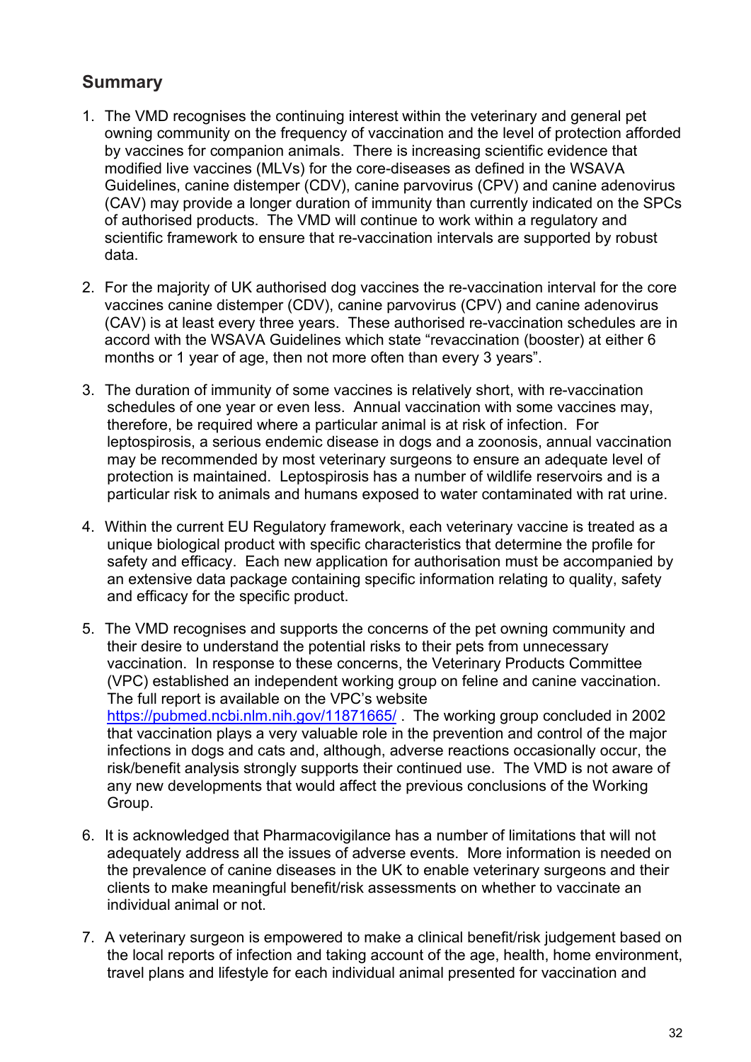## Summary

1. The VMD recognises the continuing interest within the veterinary and general pet owning community on the frequency of vaccination and the level of protection afforded by vaccines for companion animals. There is increasing scientific evidence that modified live vaccines (MLVs) for the core-diseases as defined in the WSAVA Guidelines, canine distemper (CDV), canine parvovirus (CPV) and canine adenovirus (CAV) may provide a longer duration of immunity than currently indicated on the SPCs of authorised products. The VMD will continue to work within a regulatory and scientific framework to ensure that re-vaccination intervals are supported by robust data.

2. For the majority of UK authorised dog vaccines the re-vaccination interval for the core vaccines canine distemper (CDV), canine parvovirus (CPV) and canine adenovirus (CAV) is at least every three years. These authorised re-vaccination schedules are in accord with the WSAVA Guidelines which state "revaccination (booster) at either 6 months or 1 year of age, then not more often than every 3 years".

3. The duration of immunity of some vaccines is relatively short, with re-vaccination schedules of one year or even less. Annual vaccination with some vaccines may, therefore, be required where a particular animal is at risk of infection. For leptospirosis, a serious endemic disease in dogs and a zoonosis, annual vaccination may be recommended by most veterinary surgeons to ensure an adequate level of protection is maintained. Leptospirosis has a number of wildlife reservoirs and is a particular risk to animals and humans exposed to water contaminated with rat urine.

4. Within the current EU Regulatory framework, each veterinary vaccine is treated as a unique biological product with specific characteristics that determine the profile for safety and efficacy. Each new application for authorisation must be accompanied by an extensive data package containing specific information relating to quality, safety and efficacy for the specific product.

5. The VMD recognises and supports the concerns of the pet owning community and their desire to understand the potential risks to their pets from unnecessary vaccination. In response to these concerns, the Veterinary Products Committee (VPC) established an independent working group on feline and canine vaccination. The full report is available on the VPC's website https://pubmed.ncbi.nlm.nih.gov/11871665/ . The working group concluded in 2002 that vaccination plays a very valuable role in the prevention and control of the major infections in dogs and cats and, although, adverse reactions occasionally occur, the risk/benefit analysis strongly supports their continued use. The VMD is not aware of any new developments that would affect the previous conclusions of the Working Group.

6. It is acknowledged that Pharmacovigilance has a number of limitations that will not adequately address all the issues of adverse events. More information is needed on the prevalence of canine diseases in the UK to enable veterinary surgeons and their clients to make meaningful benefit/risk assessments on whether to vaccinate an individual animal or not.

7. A veterinary surgeon is empowered to make a clinical benefit/risk judgement based on the local reports of infection and taking account of the age, health, home environment, travel plans and lifestyle for each individual animal presented for vaccination and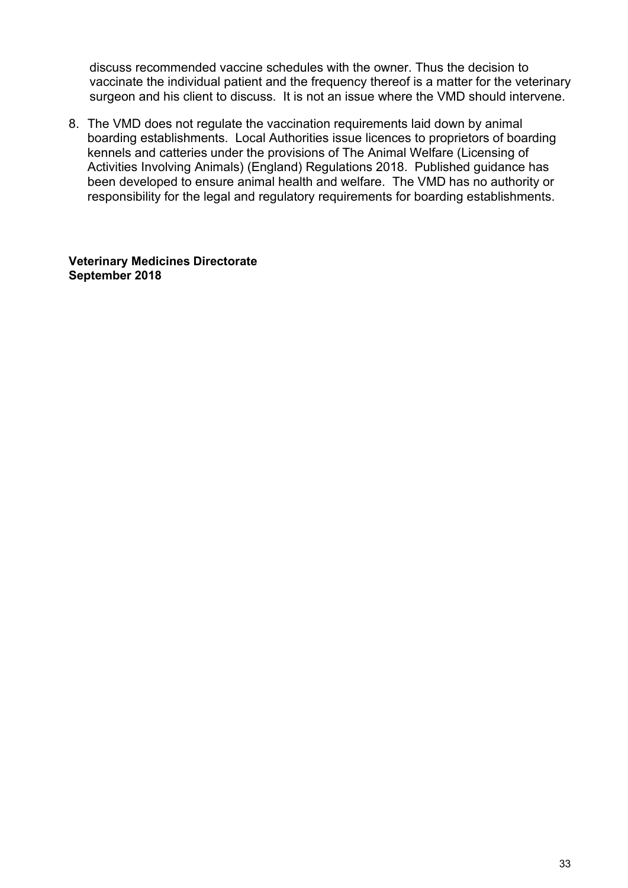discuss recommended vaccine schedules with the owner. Thus the decision to vaccinate the individual patient and the frequency thereof is a matter for the veterinary surgeon and his client to discuss. It is not an issue where the VMD should intervene.

8. The VMD does not regulate the vaccination requirements laid down by animal boarding establishments. Local Authorities issue licences to proprietors of boarding kennels and catteries under the provisions of The Animal Welfare (Licensing of Activities Involving Animals) (England) Regulations 2018. Published guidance has been developed to ensure animal health and welfare. The VMD has no authority or responsibility for the legal and regulatory requirements for boarding establishments.

**Veterinary Medicines Directorate**
**September 2018**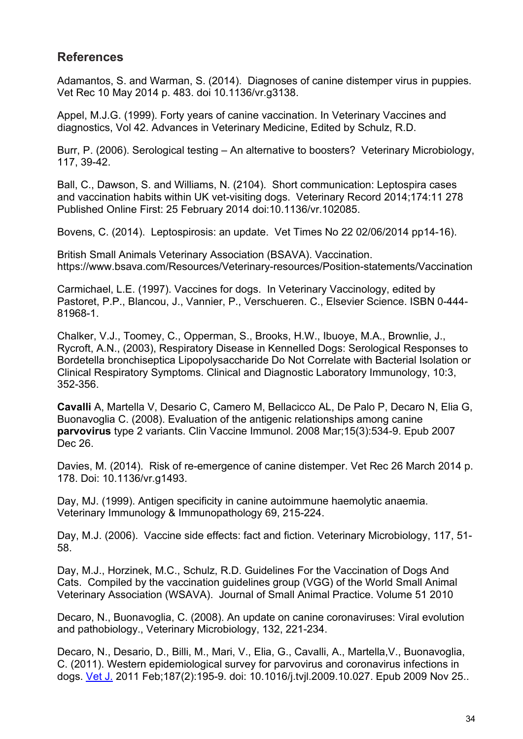## References

Adamantos, S. and Warman, S. (2014). Diagnoses of canine distemper virus in puppies. Vet Rec 10 May 2014 p. 483. doi 10.1136/vr.g3138.

Appel, M.J.G. (1999). Forty years of canine vaccination. In Veterinary Vaccines and diagnostics, Vol 42. Advances in Veterinary Medicine, Edited by Schulz, R.D.

Burr, P. (2006). Serological testing – An alternative to boosters? Veterinary Microbiology, 117, 39-42.

Ball, C., Dawson, S. and Williams, N. (2104). Short communication: Leptospira cases and vaccination habits within UK vet-visiting dogs. Veterinary Record 2014;174:11 278 Published Online First: 25 February 2014 doi:10.1136/vr.102085.

Bovens, C. (2014). Leptospirosis: an update. Vet Times No 22 02/06/2014 pp14-16).

British Small Animals Veterinary Association (BSAVA). Vaccination. https://www.bsava.com/Resources/Veterinary-resources/Position-statements/Vaccination

Carmichael, L.E. (1997). Vaccines for dogs. In Veterinary Vaccinology, edited by Pastoret, P.P., Blancou, J., Vannier, P., Verschueren. C., Elsevier Science. ISBN 0-444-81968-1.

Chalker, V.J., Toomey, C., Opperman, S., Brooks, H.W., Ibuoye, M.A., Brownlie, J., Rycroft, A.N., (2003), Respiratory Disease in Kennelled Dogs: Serological Responses to Bordetella bronchiseptica Lipopolysaccharide Do Not Correlate with Bacterial Isolation or Clinical Respiratory Symptoms. Clinical and Diagnostic Laboratory Immunology, 10:3, 352-356.

**Cavalli** A, Martella V, Desario C, Camero M, Bellacicco AL, De Palo P, Decaro N, Elia G, Buonavoglia C. (2008). Evaluation of the antigenic relationships among canine **parvovirus** type 2 variants. Clin Vaccine Immunol. 2008 Mar;15(3):534-9. Epub 2007 Dec 26.

Davies, M. (2014). Risk of re-emergence of canine distemper. Vet Rec 26 March 2014 p. 178. Doi: 10.1136/vr.g1493.

Day, MJ. (1999). Antigen specificity in canine autoimmune haemolytic anaemia. Veterinary Immunology & Immunopathology 69, 215-224.

Day, M.J. (2006). Vaccine side effects: fact and fiction. Veterinary Microbiology, 117, 51-58.

Day, M.J., Horzinek, M.C., Schulz, R.D. Guidelines For the Vaccination of Dogs And Cats. Compiled by the vaccination guidelines group (VGG) of the World Small Animal Veterinary Association (WSAVA). Journal of Small Animal Practice. Volume 51 2010

Decaro, N., Buonavoglia, C. (2008). An update on canine coronaviruses: Viral evolution and pathobiology., Veterinary Microbiology, 132, 221-234.

Decaro, N., Desario, D., Billi, M., Mari, V., Elia, G., Cavalli, A., Martella,V., Buonavoglia, C. (2011). Western epidemiological survey for parvovirus and coronavirus infections in dogs. Vet J. 2011 Feb;187(2):195-9. doi: 10.1016/j.tvjl.2009.10.027. Epub 2009 Nov 25..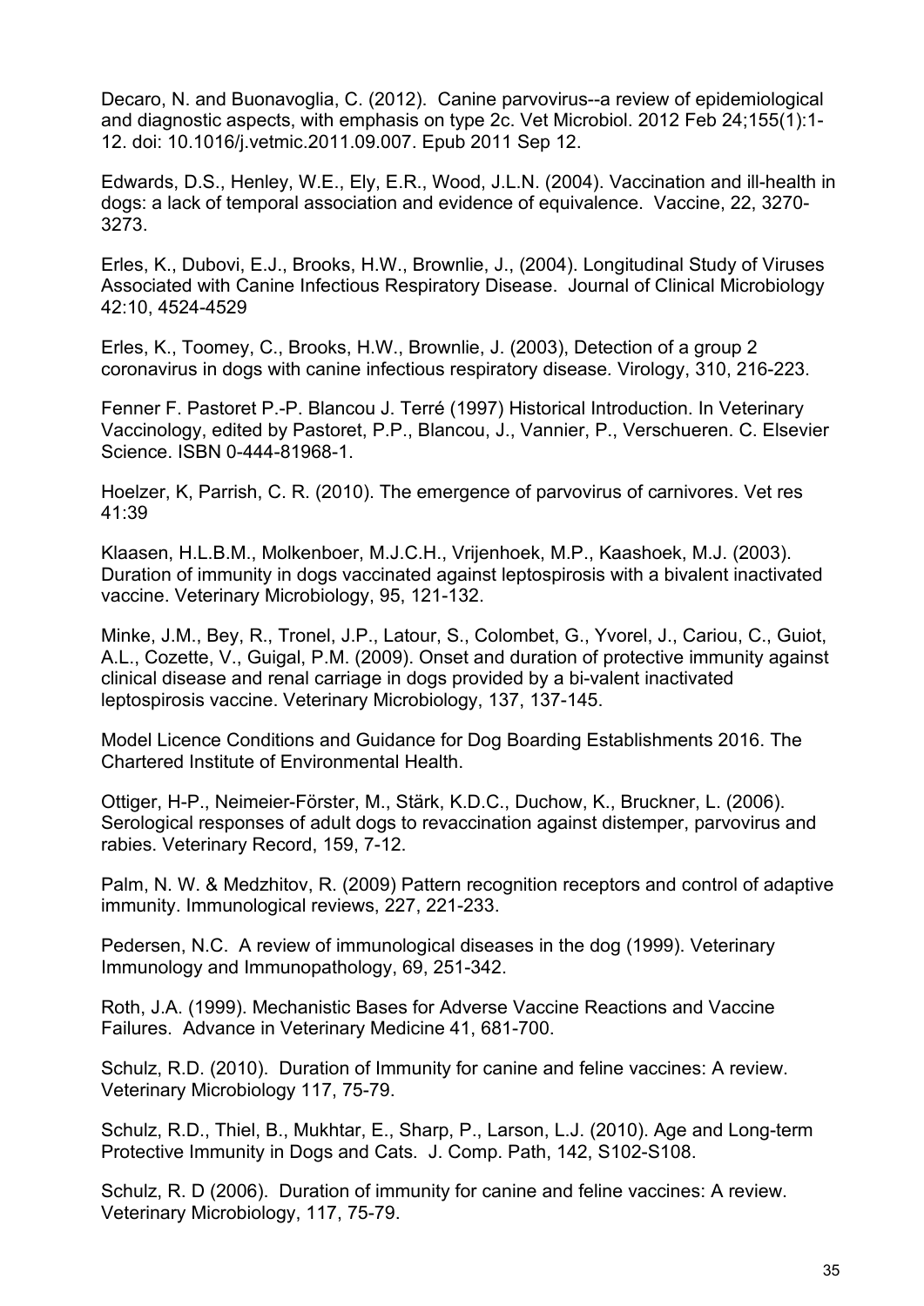Decaro, N. and Buonavoglia, C. (2012). Canine parvovirus--a review of epidemiological and diagnostic aspects, with emphasis on type 2c. Vet Microbiol. 2012 Feb 24;155(1):1-12. doi: 10.1016/j.vetmic.2011.09.007. Epub 2011 Sep 12.

Edwards, D.S., Henley, W.E., Ely, E.R., Wood, J.L.N. (2004). Vaccination and ill-health in dogs: a lack of temporal association and evidence of equivalence. Vaccine, 22, 3270-3273.

Erles, K., Dubovi, E.J., Brooks, H.W., Brownlie, J., (2004). Longitudinal Study of Viruses Associated with Canine Infectious Respiratory Disease. Journal of Clinical Microbiology 42:10, 4524-4529

Erles, K., Toomey, C., Brooks, H.W., Brownlie, J. (2003), Detection of a group 2 coronavirus in dogs with canine infectious respiratory disease. Virology, 310, 216-223.

Fenner F. Pastoret P.-P. Blancou J. Terré (1997) Historical Introduction. In Veterinary Vaccinology, edited by Pastoret, P.P., Blancou, J., Vannier, P., Verschueren. C. Elsevier Science. ISBN 0-444-81968-1.

Hoelzer, K, Parrish, C. R. (2010). The emergence of parvovirus of carnivores. Vet res 41:39

Klaasen, H.L.B.M., Molkenboer, M.J.C.H., Vrijenhoek, M.P., Kaashoek, M.J. (2003). Duration of immunity in dogs vaccinated against leptospirosis with a bivalent inactivated vaccine. Veterinary Microbiology, 95, 121-132.

Minke, J.M., Bey, R., Tronel, J.P., Latour, S., Colombet, G., Yvorel, J., Cariou, C., Guiot, A.L., Cozette, V., Guigal, P.M. (2009). Onset and duration of protective immunity against clinical disease and renal carriage in dogs provided by a bi-valent inactivated leptospirosis vaccine. Veterinary Microbiology, 137, 137-145.

Model Licence Conditions and Guidance for Dog Boarding Establishments 2016. The Chartered Institute of Environmental Health.

Ottiger, H-P., Neimeier-Förster, M., Stärk, K.D.C., Duchow, K., Bruckner, L. (2006). Serological responses of adult dogs to revaccination against distemper, parvovirus and rabies. Veterinary Record, 159, 7-12.

Palm, N. W. & Medzhitov, R. (2009) Pattern recognition receptors and control of adaptive immunity. Immunological reviews, 227, 221-233.

Pedersen, N.C. A review of immunological diseases in the dog (1999). Veterinary Immunology and Immunopathology, 69, 251-342.

Roth, J.A. (1999). Mechanistic Bases for Adverse Vaccine Reactions and Vaccine Failures. Advance in Veterinary Medicine 41, 681-700.

Schulz, R.D. (2010). Duration of Immunity for canine and feline vaccines: A review. Veterinary Microbiology 117, 75-79.

Schulz, R.D., Thiel, B., Mukhtar, E., Sharp, P., Larson, L.J. (2010). Age and Long-term Protective Immunity in Dogs and Cats. J. Comp. Path, 142, S102-S108.

Schulz, R. D (2006). Duration of immunity for canine and feline vaccines: A review. Veterinary Microbiology, 117, 75-79.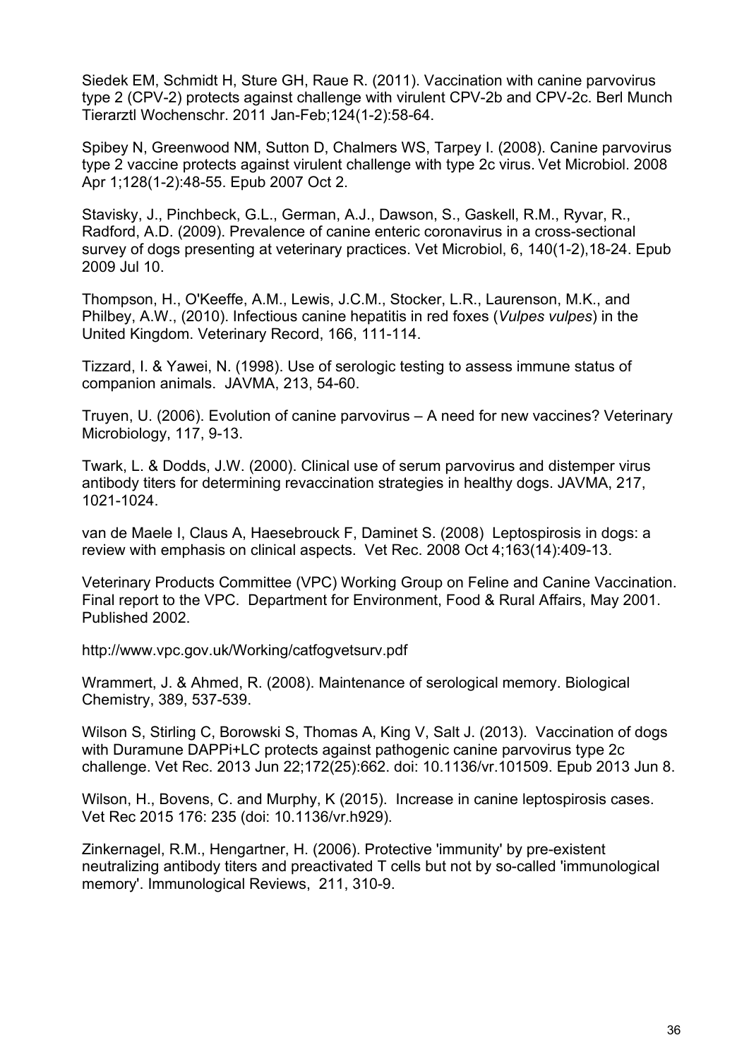Siedek EM, Schmidt H, Sture GH, Raue R. (2011). Vaccination with canine parvovirus type 2 (CPV-2) protects against challenge with virulent CPV-2b and CPV-2c. Berl Munch Tierarztl Wochenschr. 2011 Jan-Feb;124(1-2):58-64.

Spibey N, Greenwood NM, Sutton D, Chalmers WS, Tarpey I. (2008). Canine parvovirus type 2 vaccine protects against virulent challenge with type 2c virus. Vet Microbiol. 2008 Apr 1;128(1-2):48-55. Epub 2007 Oct 2.

Stavisky, J., Pinchbeck, G.L., German, A.J., Dawson, S., Gaskell, R.M., Ryvar, R., Radford, A.D. (2009). Prevalence of canine enteric coronavirus in a cross-sectional survey of dogs presenting at veterinary practices. Vet Microbiol, 6, 140(1-2),18-24. Epub 2009 Jul 10.

Thompson, H., O'Keeffe, A.M., Lewis, J.C.M., Stocker, L.R., Laurenson, M.K., and Philbey, A.W., (2010). Infectious canine hepatitis in red foxes (*Vulpes vulpes*) in the United Kingdom. Veterinary Record, 166, 111-114.

Tizzard, I. & Yawei, N. (1998). Use of serologic testing to assess immune status of companion animals. JAVMA, 213, 54-60.

Truyen, U. (2006). Evolution of canine parvovirus – A need for new vaccines? Veterinary Microbiology, 117, 9-13.

Twark, L. & Dodds, J.W. (2000). Clinical use of serum parvovirus and distemper virus antibody titers for determining revaccination strategies in healthy dogs. JAVMA, 217, 1021-1024.

van de Maele I, Claus A, Haesebrouck F, Daminet S. (2008) Leptospirosis in dogs: a review with emphasis on clinical aspects. Vet Rec. 2008 Oct 4;163(14):409-13.

Veterinary Products Committee (VPC) Working Group on Feline and Canine Vaccination. Final report to the VPC. Department for Environment, Food & Rural Affairs, May 2001. Published 2002.

http://www.vpc.gov.uk/Working/catfogvetsurv.pdf

Wrammert, J. & Ahmed, R. (2008). Maintenance of serological memory. Biological Chemistry, 389, 537-539.

Wilson S, Stirling C, Borowski S, Thomas A, King V, Salt J. (2013). Vaccination of dogs with Duramune DAPPi+LC protects against pathogenic canine parvovirus type 2c challenge. Vet Rec. 2013 Jun 22;172(25):662. doi: 10.1136/vr.101509. Epub 2013 Jun 8.

Wilson, H., Bovens, C. and Murphy, K (2015). Increase in canine leptospirosis cases. Vet Rec 2015 176: 235 (doi: 10.1136/vr.h929).

Zinkernagel, R.M., Hengartner, H. (2006). Protective 'immunity' by pre-existent neutralizing antibody titers and preactivated T cells but not by so-called 'immunological memory'. Immunological Reviews, 211, 310-9.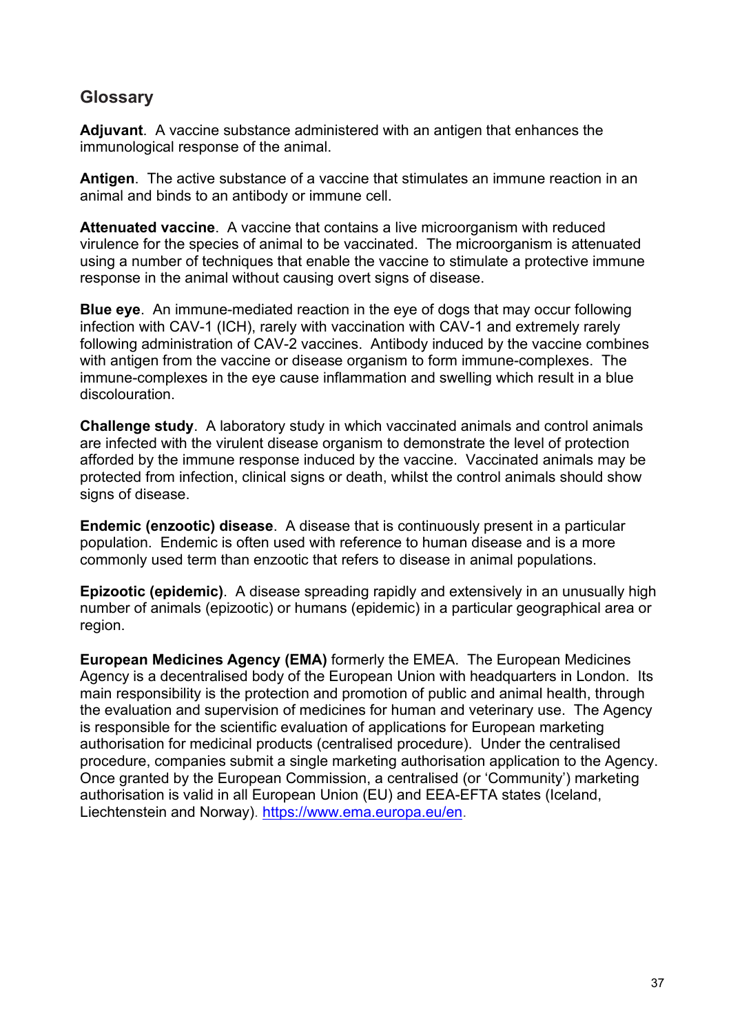## Glossary

**Adjuvant**. A vaccine substance administered with an antigen that enhances the immunological response of the animal.

**Antigen**. The active substance of a vaccine that stimulates an immune reaction in an animal and binds to an antibody or immune cell.

**Attenuated vaccine**. A vaccine that contains a live microorganism with reduced virulence for the species of animal to be vaccinated. The microorganism is attenuated using a number of techniques that enable the vaccine to stimulate a protective immune response in the animal without causing overt signs of disease.

**Blue eye**. An immune-mediated reaction in the eye of dogs that may occur following infection with CAV-1 (ICH), rarely with vaccination with CAV-1 and extremely rarely following administration of CAV-2 vaccines. Antibody induced by the vaccine combines with antigen from the vaccine or disease organism to form immune-complexes. The immune-complexes in the eye cause inflammation and swelling which result in a blue discolouration.

**Challenge study**. A laboratory study in which vaccinated animals and control animals are infected with the virulent disease organism to demonstrate the level of protection afforded by the immune response induced by the vaccine. Vaccinated animals may be protected from infection, clinical signs or death, whilst the control animals should show signs of disease.

**Endemic (enzootic) disease**. A disease that is continuously present in a particular population. Endemic is often used with reference to human disease and is a more commonly used term than enzootic that refers to disease in animal populations.

**Epizootic (epidemic)**. A disease spreading rapidly and extensively in an unusually high number of animals (epizootic) or humans (epidemic) in a particular geographical area or region.

**European Medicines Agency (EMA)** formerly the EMEA. The European Medicines Agency is a decentralised body of the European Union with headquarters in London. Its main responsibility is the protection and promotion of public and animal health, through the evaluation and supervision of medicines for human and veterinary use. The Agency is responsible for the scientific evaluation of applications for European marketing authorisation for medicinal products (centralised procedure). Under the centralised procedure, companies submit a single marketing authorisation application to the Agency. Once granted by the European Commission, a centralised (or 'Community') marketing authorisation is valid in all European Union (EU) and EEA-EFTA states (Iceland, Liechtenstein and Norway). https://www.ema.europa.eu/en.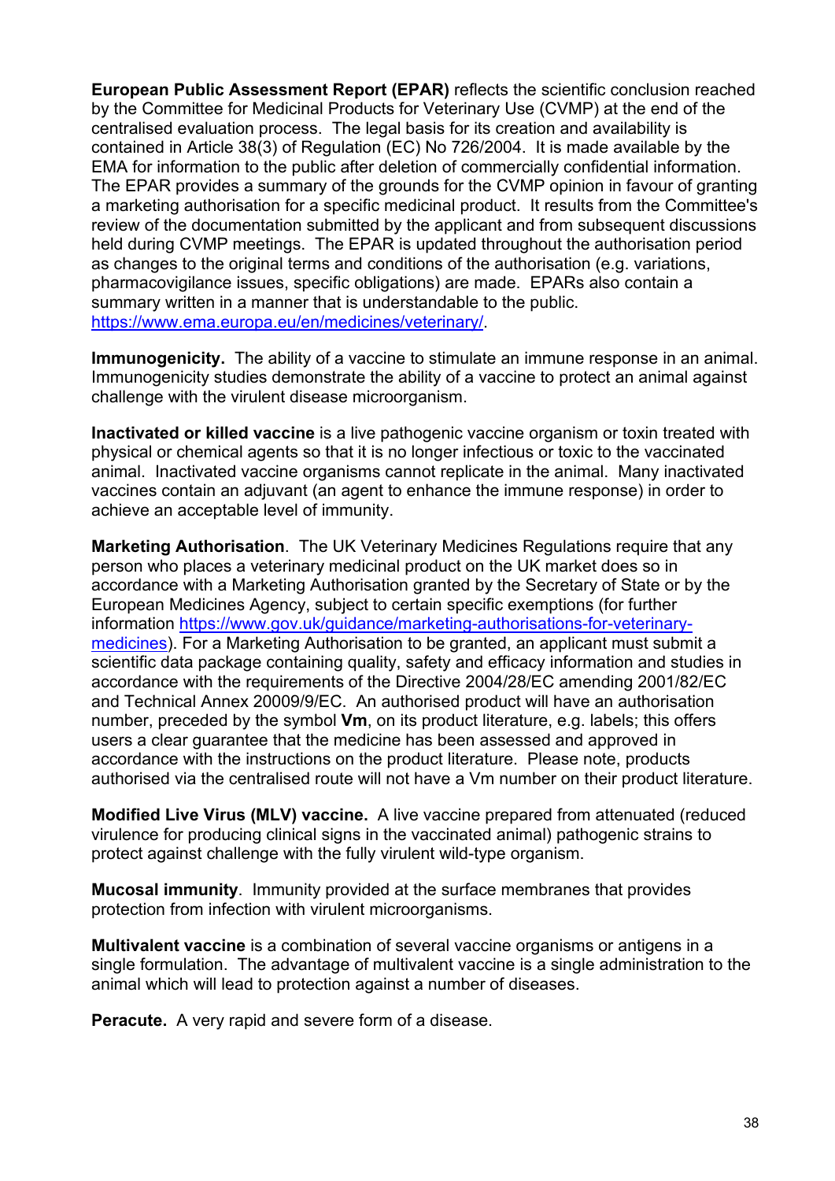**European Public Assessment Report (EPAR)** reflects the scientific conclusion reached by the Committee for Medicinal Products for Veterinary Use (CVMP) at the end of the centralised evaluation process. The legal basis for its creation and availability is contained in Article 38(3) of Regulation (EC) No 726/2004. It is made available by the EMA for information to the public after deletion of commercially confidential information. The EPAR provides a summary of the grounds for the CVMP opinion in favour of granting a marketing authorisation for a specific medicinal product. It results from the Committee's review of the documentation submitted by the applicant and from subsequent discussions held during CVMP meetings. The EPAR is updated throughout the authorisation period as changes to the original terms and conditions of the authorisation (e.g. variations, pharmacovigilance issues, specific obligations) are made. EPARs also contain a summary written in a manner that is understandable to the public. [https://www.ema.europa.eu/en/medicines/veterinary/](https://www.ema.europa.eu/en/medicines/veterinary/).

**Immunogenicity.** The ability of a vaccine to stimulate an immune response in an animal. Immunogenicity studies demonstrate the ability of a vaccine to protect an animal against challenge with the virulent disease microorganism.

**Inactivated or killed vaccine** is a live pathogenic vaccine organism or toxin treated with physical or chemical agents so that it is no longer infectious or toxic to the vaccinated animal. Inactivated vaccine organisms cannot replicate in the animal. Many inactivated vaccines contain an adjuvant (an agent to enhance the immune response) in order to achieve an acceptable level of immunity.

**Marketing Authorisation**. The UK Veterinary Medicines Regulations require that any person who places a veterinary medicinal product on the UK market does so in accordance with a Marketing Authorisation granted by the Secretary of State or by the European Medicines Agency, subject to certain specific exemptions (for further information [https://www.gov.uk/guidance/marketing-authorisations-for-veterinary-medicines](https://www.gov.uk/guidance/marketing-authorisations-for-veterinary-medicines)). For a Marketing Authorisation to be granted, an applicant must submit a scientific data package containing quality, safety and efficacy information and studies in accordance with the requirements of the Directive 2004/28/EC amending 2001/82/EC and Technical Annex 20009/9/EC. An authorised product will have an authorisation number, preceded by the symbol **Vm**, on its product literature, e.g. labels; this offers users a clear guarantee that the medicine has been assessed and approved in accordance with the instructions on the product literature. Please note, products authorised via the centralised route will not have a Vm number on their product literature.

**Modified Live Virus (MLV) vaccine.** A live vaccine prepared from attenuated (reduced virulence for producing clinical signs in the vaccinated animal) pathogenic strains to protect against challenge with the fully virulent wild-type organism.

**Mucosal immunity**. Immunity provided at the surface membranes that provides protection from infection with virulent microorganisms.

**Multivalent vaccine** is a combination of several vaccine organisms or antigens in a single formulation. The advantage of multivalent vaccine is a single administration to the animal which will lead to protection against a number of diseases.

**Peracute.** A very rapid and severe form of a disease.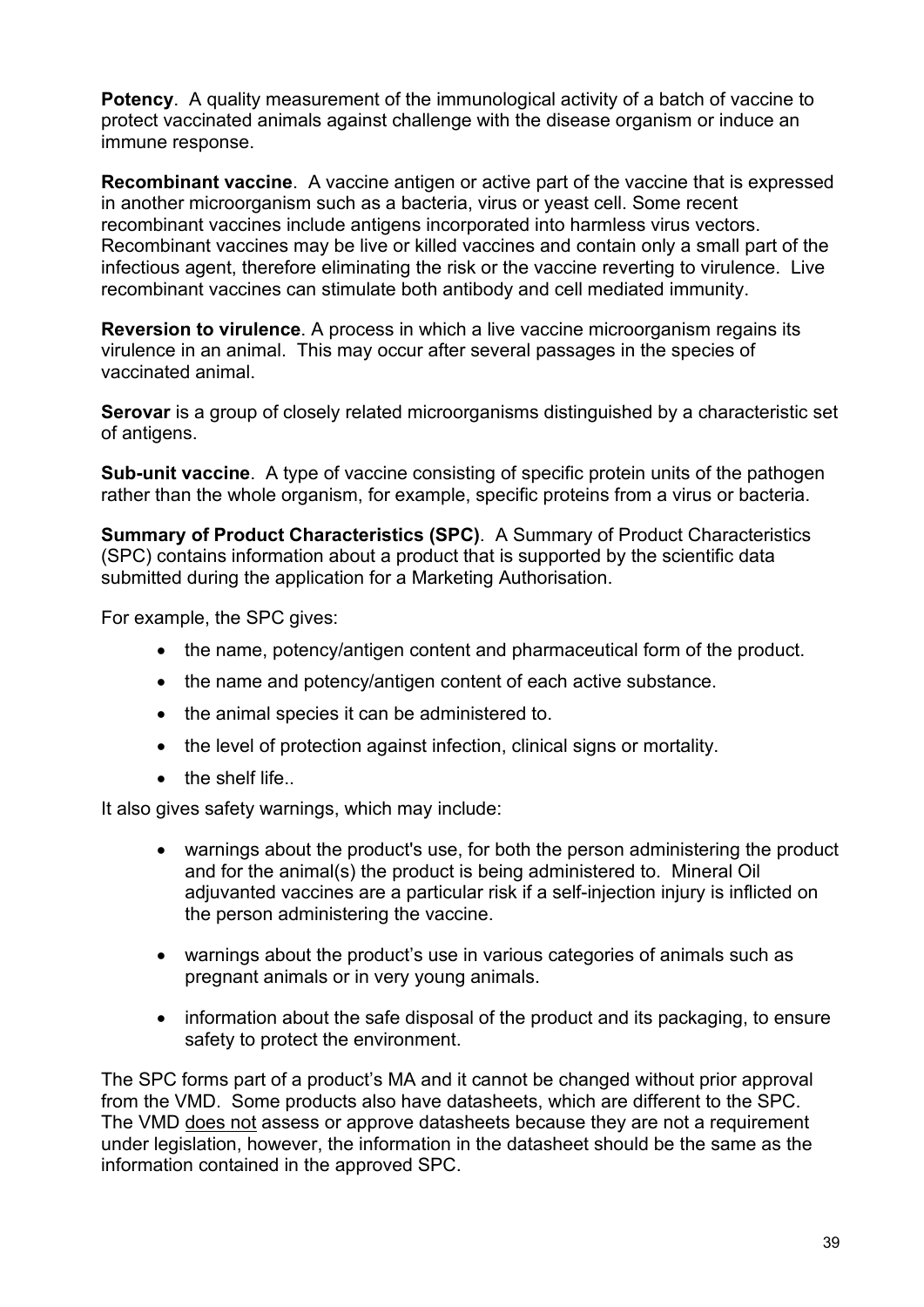**Potency**. A quality measurement of the immunological activity of a batch of vaccine to protect vaccinated animals against challenge with the disease organism or induce an immune response.

**Recombinant vaccine**. A vaccine antigen or active part of the vaccine that is expressed in another microorganism such as a bacteria, virus or yeast cell. Some recent recombinant vaccines include antigens incorporated into harmless virus vectors. Recombinant vaccines may be live or killed vaccines and contain only a small part of the infectious agent, therefore eliminating the risk or the vaccine reverting to virulence. Live recombinant vaccines can stimulate both antibody and cell mediated immunity.

**Reversion to virulence**. A process in which a live vaccine microorganism regains its virulence in an animal. This may occur after several passages in the species of vaccinated animal.

**Serovar** is a group of closely related microorganisms distinguished by a characteristic set of antigens.

**Sub-unit vaccine**. A type of vaccine consisting of specific protein units of the pathogen rather than the whole organism, for example, specific proteins from a virus or bacteria.

**Summary of Product Characteristics (SPC)**. A Summary of Product Characteristics (SPC) contains information about a product that is supported by the scientific data submitted during the application for a Marketing Authorisation.

For example, the SPC gives:

- the name, potency/antigen content and pharmaceutical form of the product.
- the name and potency/antigen content of each active substance.
- the animal species it can be administered to.
- the level of protection against infection, clinical signs or mortality.
- the shelf life..

It also gives safety warnings, which may include:

- warnings about the product's use, for both the person administering the product and for the animal(s) the product is being administered to. Mineral Oil adjuvanted vaccines are a particular risk if a self-injection injury is inflicted on the person administering the vaccine.
- warnings about the product's use in various categories of animals such as pregnant animals or in very young animals.
- information about the safe disposal of the product and its packaging, to ensure safety to protect the environment.

The SPC forms part of a product's MA and it cannot be changed without prior approval from the VMD. Some products also have datasheets, which are different to the SPC. The VMD does not assess or approve datasheets because they are not a requirement under legislation, however, the information in the datasheet should be the same as the information contained in the approved SPC.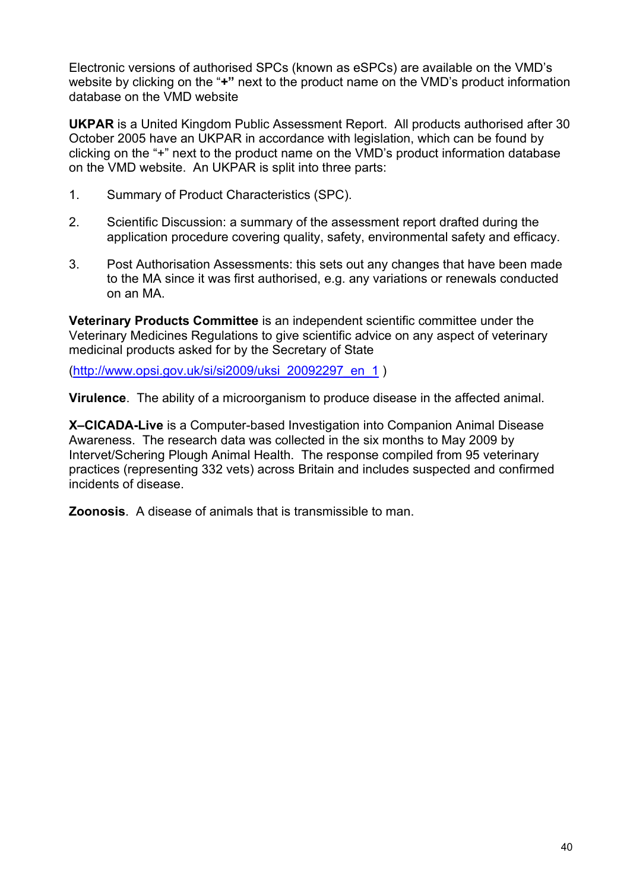Electronic versions of authorised SPCs (known as eSPCs) are available on the VMD's website by clicking on the "**+**" next to the product name on the VMD's product information database on the VMD website

**UKPAR** is a United Kingdom Public Assessment Report. All products authorised after 30 October 2005 have an UKPAR in accordance with legislation, which can be found by clicking on the "+" next to the product name on the VMD's product information database on the VMD website. An UKPAR is split into three parts:

1. Summary of Product Characteristics (SPC).

2. Scientific Discussion: a summary of the assessment report drafted during the application procedure covering quality, safety, environmental safety and efficacy.

3. Post Authorisation Assessments: this sets out any changes that have been made to the MA since it was first authorised, e.g. any variations or renewals conducted on an MA.

**Veterinary Products Committee** is an independent scientific committee under the Veterinary Medicines Regulations to give scientific advice on any aspect of veterinary medicinal products asked for by the Secretary of State

(http://www.opsi.gov.uk/si/si2009/uksi_20092297_en_1 )

**Virulence**. The ability of a microorganism to produce disease in the affected animal.

**X–CICADA-Live** is a Computer-based Investigation into Companion Animal Disease Awareness. The research data was collected in the six months to May 2009 by Intervet/Schering Plough Animal Health. The response compiled from 95 veterinary practices (representing 332 vets) across Britain and includes suspected and confirmed incidents of disease.

**Zoonosis**. A disease of animals that is transmissible to man.